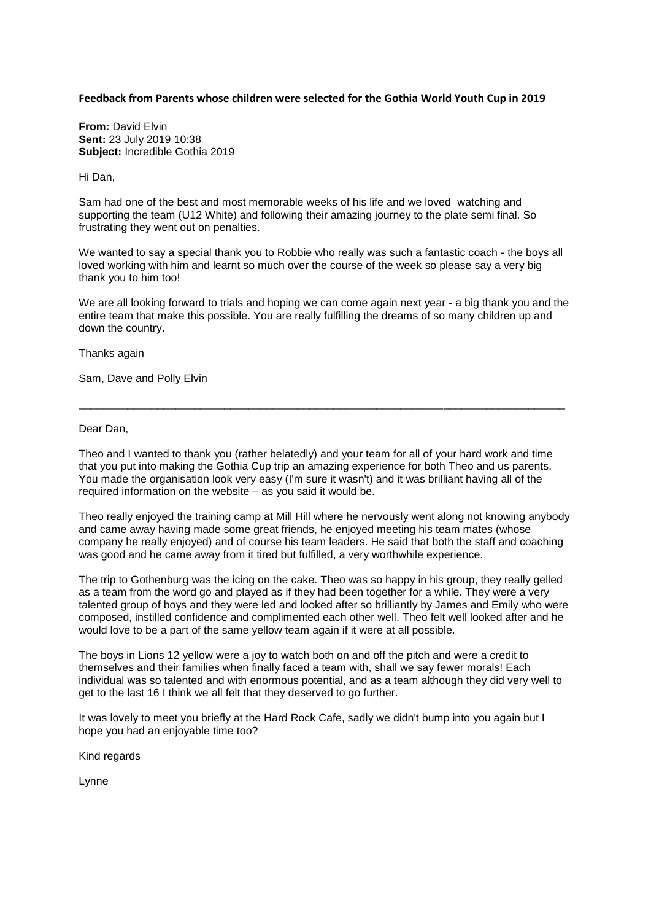**Feedback from Parents whose children were selected for the Gothia World Youth Cup in 2019**

**From:** David Elvin
**Sent:** 23 July 2019 10:38
**Subject:** Incredible Gothia 2019

Hi Dan,

Sam had one of the best and most memorable weeks of his life and we loved watching and supporting the team (U12 White) and following their amazing journey to the plate semi final. So frustrating they went out on penalties.

We wanted to say a special thank you to Robbie who really was such a fantastic coach - the boys all loved working with him and learnt so much over the course of the week so please say a very big thank you to him too!

We are all looking forward to trials and hoping we can come again next year - a big thank you and the entire team that make this possible. You are really fulfilling the dreams of so many children up and down the country.

Thanks again

Sam, Dave and Polly Elvin

---

Dear Dan,

Theo and I wanted to thank you (rather belatedly) and your team for all of your hard work and time that you put into making the Gothia Cup trip an amazing experience for both Theo and us parents. You made the organisation look very easy (I'm sure it wasn't) and it was brilliant having all of the required information on the website – as you said it would be.

Theo really enjoyed the training camp at Mill Hill where he nervously went along not knowing anybody and came away having made some great friends, he enjoyed meeting his team mates (whose company he really enjoyed) and of course his team leaders. He said that both the staff and coaching was good and he came away from it tired but fulfilled, a very worthwhile experience.

The trip to Gothenburg was the icing on the cake. Theo was so happy in his group, they really gelled as a team from the word go and played as if they had been together for a while. They were a very talented group of boys and they were led and looked after so brilliantly by James and Emily who were composed, instilled confidence and complimented each other well. Theo felt well looked after and he would love to be a part of the same yellow team again if it were at all possible.

The boys in Lions 12 yellow were a joy to watch both on and off the pitch and were a credit to themselves and their families when finally faced a team with, shall we say fewer morals! Each individual was so talented and with enormous potential, and as a team although they did very well to get to the last 16 I think we all felt that they deserved to go further.

It was lovely to meet you briefly at the Hard Rock Cafe, sadly we didn't bump into you again but I hope you had an enjoyable time too?

Kind regards

Lynne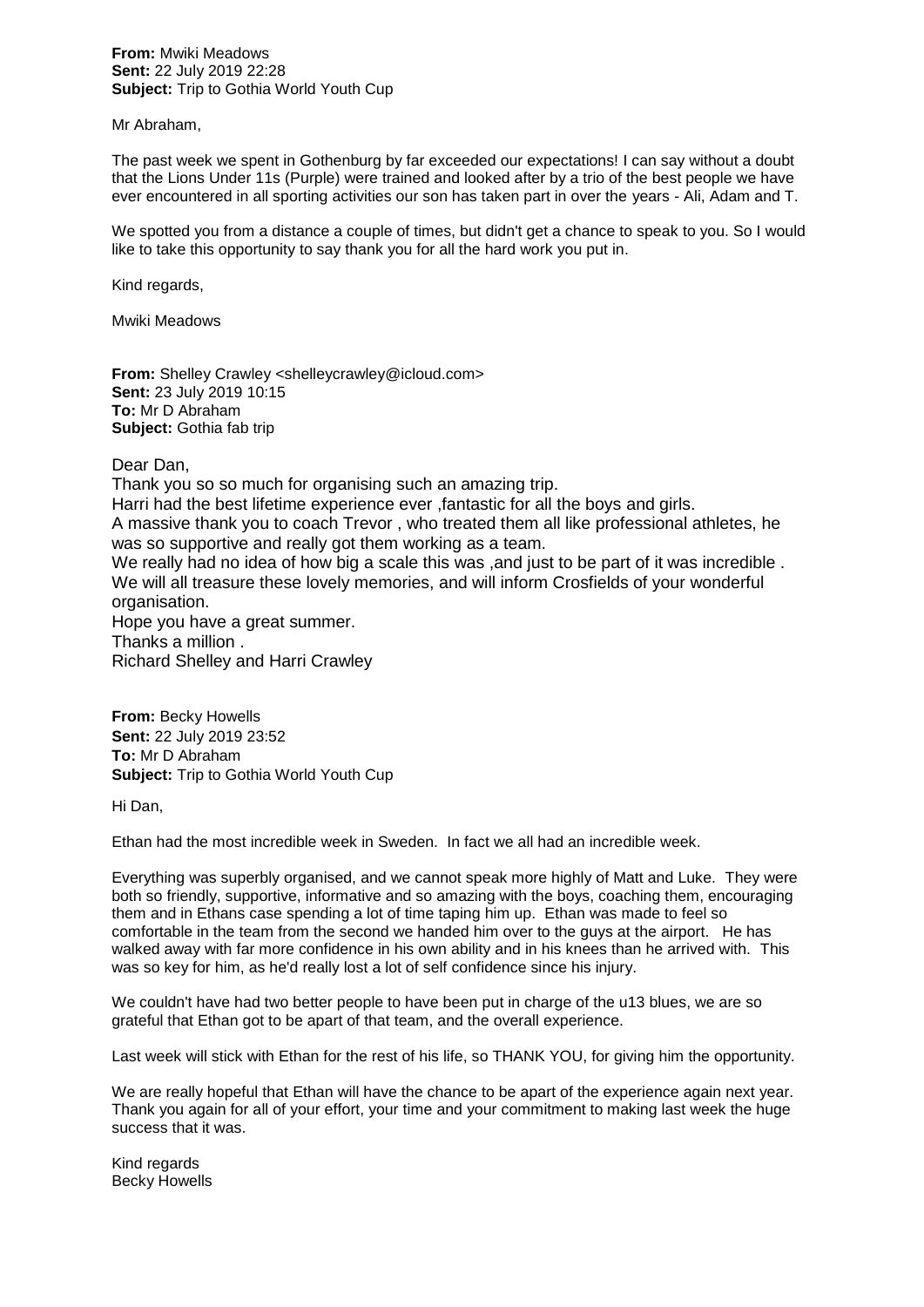**From:** Mwiki Meadows
**Sent:** 22 July 2019 22:28
**Subject:** Trip to Gothia World Youth Cup

Mr Abraham,

The past week we spent in Gothenburg by far exceeded our expectations! I can say without a doubt that the Lions Under 11s (Purple) were trained and looked after by a trio of the best people we have ever encountered in all sporting activities our son has taken part in over the years - Ali, Adam and T.

We spotted you from a distance a couple of times, but didn't get a chance to speak to you. So I would like to take this opportunity to say thank you for all the hard work you put in.

Kind regards,

Mwiki Meadows

**From:** Shelley Crawley <shelleycrawley@icloud.com>
**Sent:** 23 July 2019 10:15
**To:** Mr D Abraham
**Subject:** Gothia fab trip

Dear Dan,

Thank you so so much for organising such an amazing trip.

Harri had the best lifetime experience ever ,fantastic for all the boys and girls.

A massive thank you to coach Trevor , who treated them all like professional athletes, he was so supportive and really got them working as a team.

We really had no idea of how big a scale this was ,and just to be part of it was incredible . We will all treasure these lovely memories, and will inform Crosfields of your wonderful organisation.

Hope you have a great summer.

Thanks a million .

Richard Shelley and Harri Crawley

**From:** Becky Howells
**Sent:** 22 July 2019 23:52
**To:** Mr D Abraham
**Subject:** Trip to Gothia World Youth Cup

Hi Dan,

Ethan had the most incredible week in Sweden. In fact we all had an incredible week.

Everything was superbly organised, and we cannot speak more highly of Matt and Luke. They were both so friendly, supportive, informative and so amazing with the boys, coaching them, encouraging them and in Ethans case spending a lot of time taping him up. Ethan was made to feel so comfortable in the team from the second we handed him over to the guys at the airport. He has walked away with far more confidence in his own ability and in his knees than he arrived with. This was so key for him, as he'd really lost a lot of self confidence since his injury.

We couldn't have had two better people to have been put in charge of the u13 blues, we are so grateful that Ethan got to be apart of that team, and the overall experience.

Last week will stick with Ethan for the rest of his life, so THANK YOU, for giving him the opportunity.

We are really hopeful that Ethan will have the chance to be apart of the experience again next year. Thank you again for all of your effort, your time and your commitment to making last week the huge success that it was.

Kind regards
Becky Howells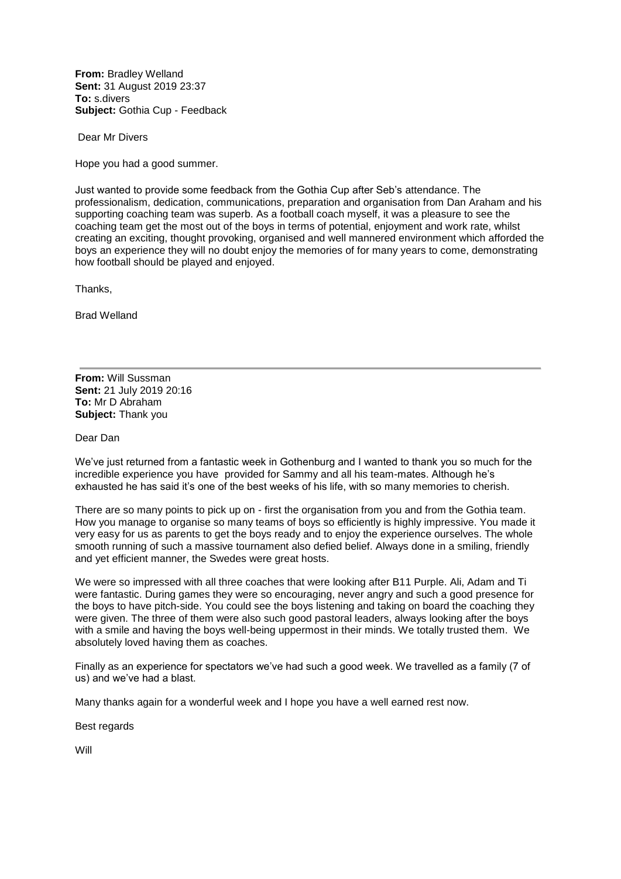**From:** Bradley Welland
**Sent:** 31 August 2019 23:37
**To:** s.divers
**Subject:** Gothia Cup - Feedback

Dear Mr Divers

Hope you had a good summer.

Just wanted to provide some feedback from the Gothia Cup after Seb's attendance. The professionalism, dedication, communications, preparation and organisation from Dan Araham and his supporting coaching team was superb. As a football coach myself, it was a pleasure to see the coaching team get the most out of the boys in terms of potential, enjoyment and work rate, whilst creating an exciting, thought provoking, organised and well mannered environment which afforded the boys an experience they will no doubt enjoy the memories of for many years to come, demonstrating how football should be played and enjoyed.

Thanks,

Brad Welland

---

**From:** Will Sussman
**Sent:** 21 July 2019 20:16
**To:** Mr D Abraham
**Subject:** Thank you

Dear Dan

We've just returned from a fantastic week in Gothenburg and I wanted to thank you so much for the incredible experience you have provided for Sammy and all his team-mates. Although he's exhausted he has said it's one of the best weeks of his life, with so many memories to cherish.

There are so many points to pick up on - first the organisation from you and from the Gothia team. How you manage to organise so many teams of boys so efficiently is highly impressive. You made it very easy for us as parents to get the boys ready and to enjoy the experience ourselves. The whole smooth running of such a massive tournament also defied belief. Always done in a smiling, friendly and yet efficient manner, the Swedes were great hosts.

We were so impressed with all three coaches that were looking after B11 Purple. Ali, Adam and Ti were fantastic. During games they were so encouraging, never angry and such a good presence for the boys to have pitch-side. You could see the boys listening and taking on board the coaching they were given. The three of them were also such good pastoral leaders, always looking after the boys with a smile and having the boys well-being uppermost in their minds. We totally trusted them. We absolutely loved having them as coaches.

Finally as an experience for spectators we've had such a good week. We travelled as a family (7 of us) and we've had a blast.

Many thanks again for a wonderful week and I hope you have a well earned rest now.

Best regards

Will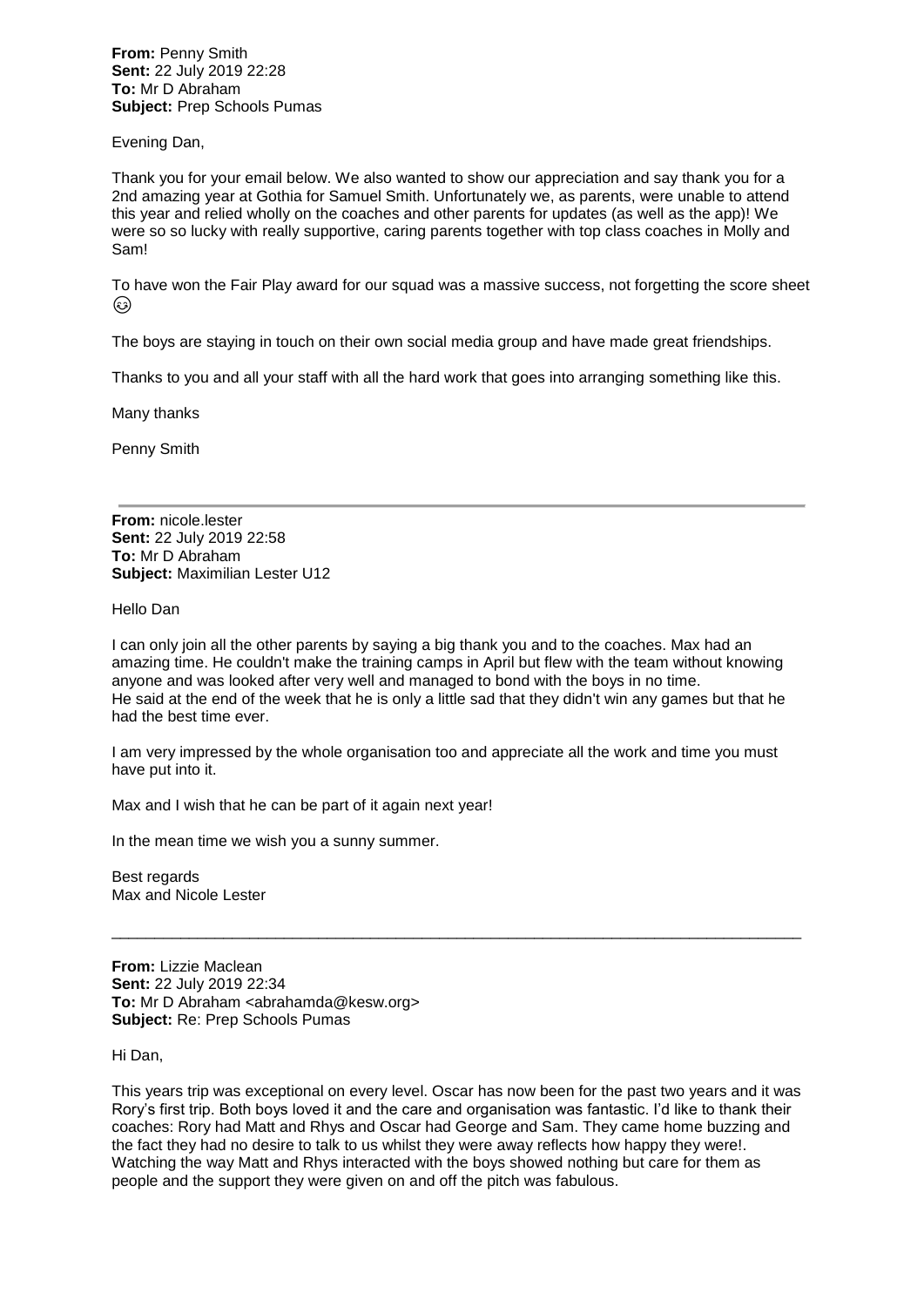**From:** Penny Smith
**Sent:** 22 July 2019 22:28
**To:** Mr D Abraham
**Subject:** Prep Schools Pumas

Evening Dan,

Thank you for your email below. We also wanted to show our appreciation and say thank you for a 2nd amazing year at Gothia for Samuel Smith. Unfortunately we, as parents, were unable to attend this year and relied wholly on the coaches and other parents for updates (as well as the app)! We were so so lucky with really supportive, caring parents together with top class coaches in Molly and Sam!

To have won the Fair Play award for our squad was a massive success, not forgetting the score sheet 😉

The boys are staying in touch on their own social media group and have made great friendships.

Thanks to you and all your staff with all the hard work that goes into arranging something like this.

Many thanks

Penny Smith

---

**From:** nicole.lester
**Sent:** 22 July 2019 22:58
**To:** Mr D Abraham
**Subject:** Maximilian Lester U12

Hello Dan

I can only join all the other parents by saying a big thank you and to the coaches. Max had an amazing time. He couldn't make the training camps in April but flew with the team without knowing anyone and was looked after very well and managed to bond with the boys in no time.
He said at the end of the week that he is only a little sad that they didn't win any games but that he had the best time ever.

I am very impressed by the whole organisation too and appreciate all the work and time you must have put into it.

Max and I wish that he can be part of it again next year!

In the mean time we wish you a sunny summer.

Best regards
Max and Nicole Lester

---

**From:** Lizzie Maclean
**Sent:** 22 July 2019 22:34
**To:** Mr D Abraham <abrahamda@kesw.org>
**Subject:** Re: Prep Schools Pumas

Hi Dan,

This years trip was exceptional on every level. Oscar has now been for the past two years and it was Rory's first trip. Both boys loved it and the care and organisation was fantastic. I'd like to thank their coaches: Rory had Matt and Rhys and Oscar had George and Sam. They came home buzzing and the fact they had no desire to talk to us whilst they were away reflects how happy they were!. Watching the way Matt and Rhys interacted with the boys showed nothing but care for them as people and the support they were given on and off the pitch was fabulous.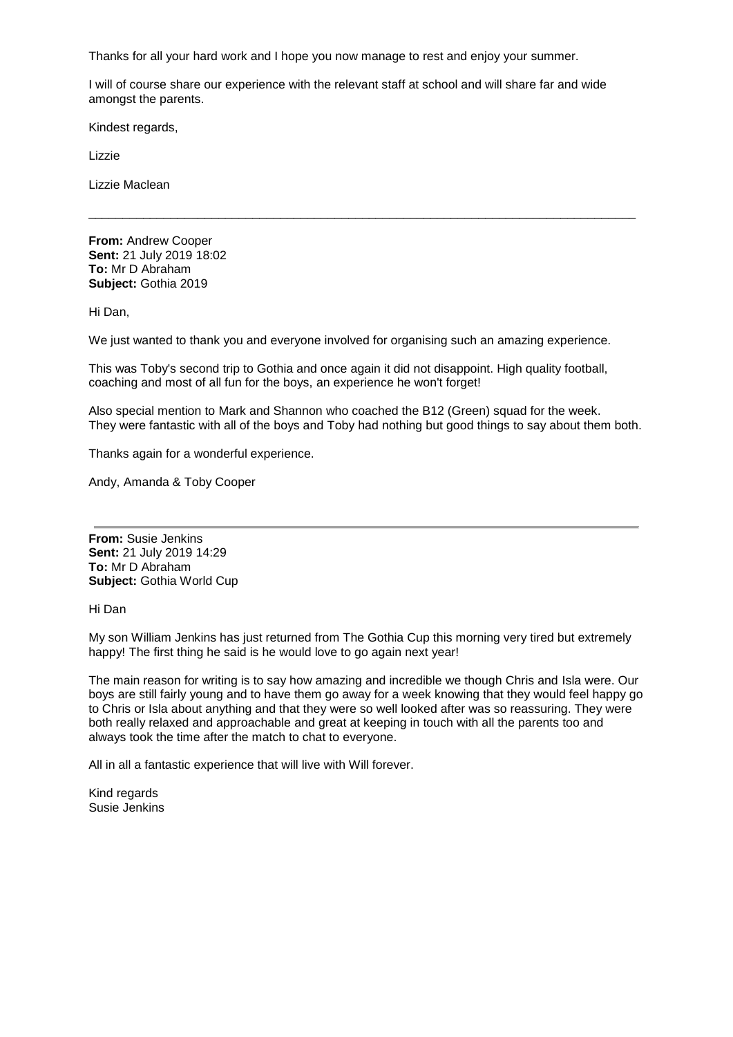Thanks for all your hard work and I hope you now manage to rest and enjoy your summer.

I will of course share our experience with the relevant staff at school and will share far and wide amongst the parents.

Kindest regards,

Lizzie

Lizzie Maclean

---

**From:** Andrew Cooper
**Sent:** 21 July 2019 18:02
**To:** Mr D Abraham
**Subject:** Gothia 2019

Hi Dan,

We just wanted to thank you and everyone involved for organising such an amazing experience.

This was Toby's second trip to Gothia and once again it did not disappoint. High quality football, coaching and most of all fun for the boys, an experience he won't forget!

Also special mention to Mark and Shannon who coached the B12 (Green) squad for the week. They were fantastic with all of the boys and Toby had nothing but good things to say about them both.

Thanks again for a wonderful experience.

Andy, Amanda & Toby Cooper

---

**From:** Susie Jenkins
**Sent:** 21 July 2019 14:29
**To:** Mr D Abraham
**Subject:** Gothia World Cup

Hi Dan

My son William Jenkins has just returned from The Gothia Cup this morning very tired but extremely happy! The first thing he said is he would love to go again next year!

The main reason for writing is to say how amazing and incredible we though Chris and Isla were. Our boys are still fairly young and to have them go away for a week knowing that they would feel happy go to Chris or Isla about anything and that they were so well looked after was so reassuring. They were both really relaxed and approachable and great at keeping in touch with all the parents too and always took the time after the match to chat to everyone.

All in all a fantastic experience that will live with Will forever.

Kind regards
Susie Jenkins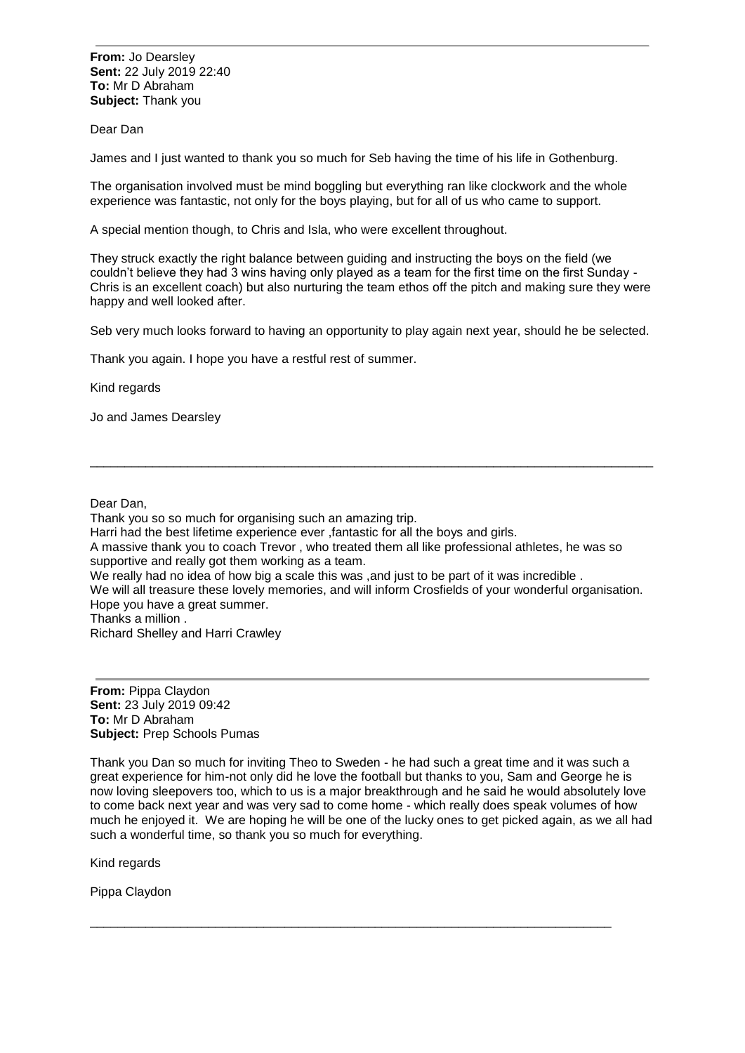---

**From:** Jo Dearsley
**Sent:** 22 July 2019 22:40
**To:** Mr D Abraham
**Subject:** Thank you

Dear Dan

James and I just wanted to thank you so much for Seb having the time of his life in Gothenburg.

The organisation involved must be mind boggling but everything ran like clockwork and the whole experience was fantastic, not only for the boys playing, but for all of us who came to support.

A special mention though, to Chris and Isla, who were excellent throughout.

They struck exactly the right balance between guiding and instructing the boys on the field (we couldn't believe they had 3 wins having only played as a team for the first time on the first Sunday - Chris is an excellent coach) but also nurturing the team ethos off the pitch and making sure they were happy and well looked after.

Seb very much looks forward to having an opportunity to play again next year, should he be selected.

Thank you again. I hope you have a restful rest of summer.

Kind regards

Jo and James Dearsley

---

Dear Dan,
Thank you so so much for organising such an amazing trip.
Harri had the best lifetime experience ever ,fantastic for all the boys and girls.
A massive thank you to coach Trevor , who treated them all like professional athletes, he was so supportive and really got them working as a team.
We really had no idea of how big a scale this was ,and just to be part of it was incredible .
We will all treasure these lovely memories, and will inform Crosfields of your wonderful organisation.
Hope you have a great summer.
Thanks a million .
Richard Shelley and Harri Crawley

---

**From:** Pippa Claydon
**Sent:** 23 July 2019 09:42
**To:** Mr D Abraham
**Subject:** Prep Schools Pumas

Thank you Dan so much for inviting Theo to Sweden - he had such a great time and it was such a great experience for him-not only did he love the football but thanks to you, Sam and George he is now loving sleepovers too, which to us is a major breakthrough and he said he would absolutely love to come back next year and was very sad to come home - which really does speak volumes of how much he enjoyed it. We are hoping he will be one of the lucky ones to get picked again, as we all had such a wonderful time, so thank you so much for everything.

Kind regards

Pippa Claydon

---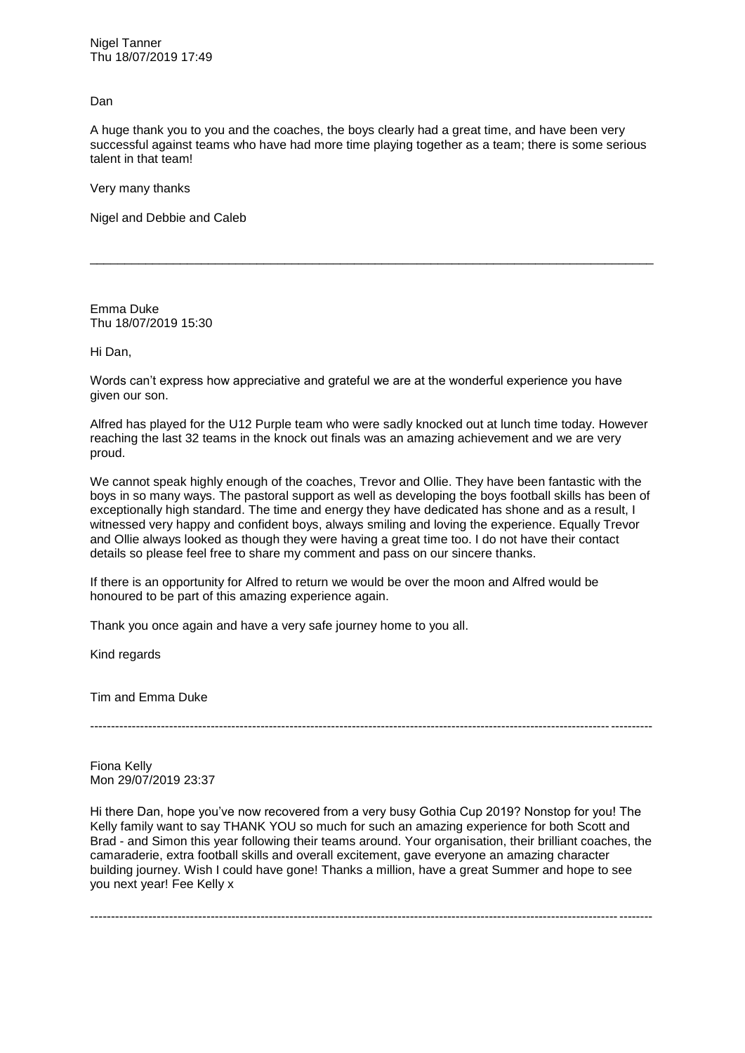Nigel Tanner
Thu 18/07/2019 17:49

Dan

A huge thank you to you and the coaches, the boys clearly had a great time, and have been very successful against teams who have had more time playing together as a team; there is some serious talent in that team!

Very many thanks

Nigel and Debbie and Caleb

---

Emma Duke
Thu 18/07/2019 15:30

Hi Dan,

Words can't express how appreciative and grateful we are at the wonderful experience you have given our son.

Alfred has played for the U12 Purple team who were sadly knocked out at lunch time today. However reaching the last 32 teams in the knock out finals was an amazing achievement and we are very proud.

We cannot speak highly enough of the coaches, Trevor and Ollie. They have been fantastic with the boys in so many ways. The pastoral support as well as developing the boys football skills has been of exceptionally high standard. The time and energy they have dedicated has shone and as a result, I witnessed very happy and confident boys, always smiling and loving the experience. Equally Trevor and Ollie always looked as though they were having a great time too. I do not have their contact details so please feel free to share my comment and pass on our sincere thanks.

If there is an opportunity for Alfred to return we would be over the moon and Alfred would be honoured to be part of this amazing experience again.

Thank you once again and have a very safe journey home to you all.

Kind regards

Tim and Emma Duke

---

Fiona Kelly
Mon 29/07/2019 23:37

Hi there Dan, hope you've now recovered from a very busy Gothia Cup 2019? Nonstop for you! The Kelly family want to say THANK YOU so much for such an amazing experience for both Scott and Brad - and Simon this year following their teams around. Your organisation, their brilliant coaches, the camaraderie, extra football skills and overall excitement, gave everyone an amazing character building journey. Wish I could have gone! Thanks a million, have a great Summer and hope to see you next year! Fee Kelly x

---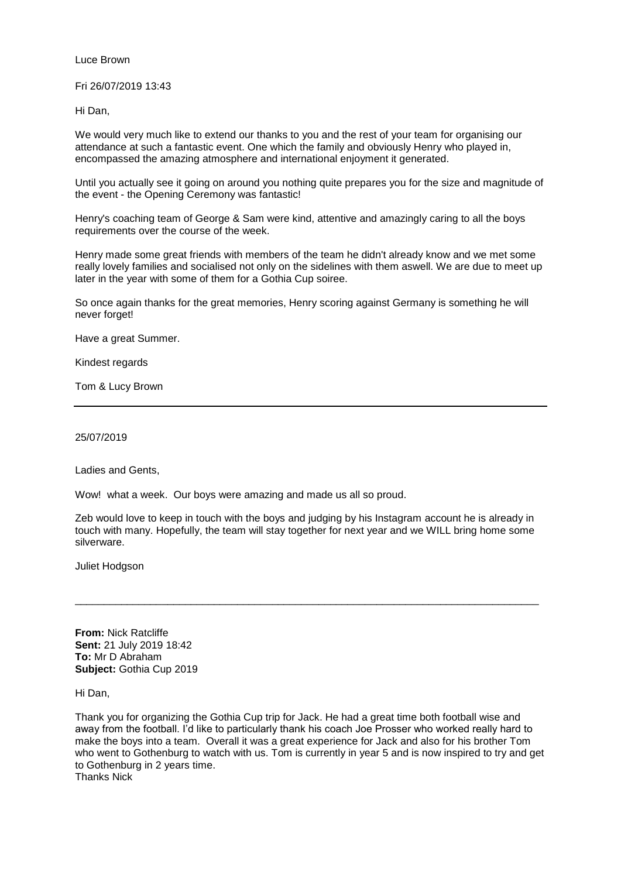Luce Brown

Fri 26/07/2019 13:43

Hi Dan,

We would very much like to extend our thanks to you and the rest of your team for organising our attendance at such a fantastic event. One which the family and obviously Henry who played in, encompassed the amazing atmosphere and international enjoyment it generated.

Until you actually see it going on around you nothing quite prepares you for the size and magnitude of the event - the Opening Ceremony was fantastic!

Henry's coaching team of George & Sam were kind, attentive and amazingly caring to all the boys requirements over the course of the week.

Henry made some great friends with members of the team he didn't already know and we met some really lovely families and socialised not only on the sidelines with them aswell. We are due to meet up later in the year with some of them for a Gothia Cup soiree.

So once again thanks for the great memories, Henry scoring against Germany is something he will never forget!

Have a great Summer.

Kindest regards

Tom & Lucy Brown

---

25/07/2019

Ladies and Gents,

Wow! what a week. Our boys were amazing and made us all so proud.

Zeb would love to keep in touch with the boys and judging by his Instagram account he is already in touch with many. Hopefully, the team will stay together for next year and we WILL bring home some silverware.

Juliet Hodgson

---

**From:** Nick Ratcliffe
**Sent:** 21 July 2019 18:42
**To:** Mr D Abraham
**Subject:** Gothia Cup 2019

Hi Dan,

Thank you for organizing the Gothia Cup trip for Jack. He had a great time both football wise and away from the football. I'd like to particularly thank his coach Joe Prosser who worked really hard to make the boys into a team. Overall it was a great experience for Jack and also for his brother Tom who went to Gothenburg to watch with us. Tom is currently in year 5 and is now inspired to try and get to Gothenburg in 2 years time.
Thanks Nick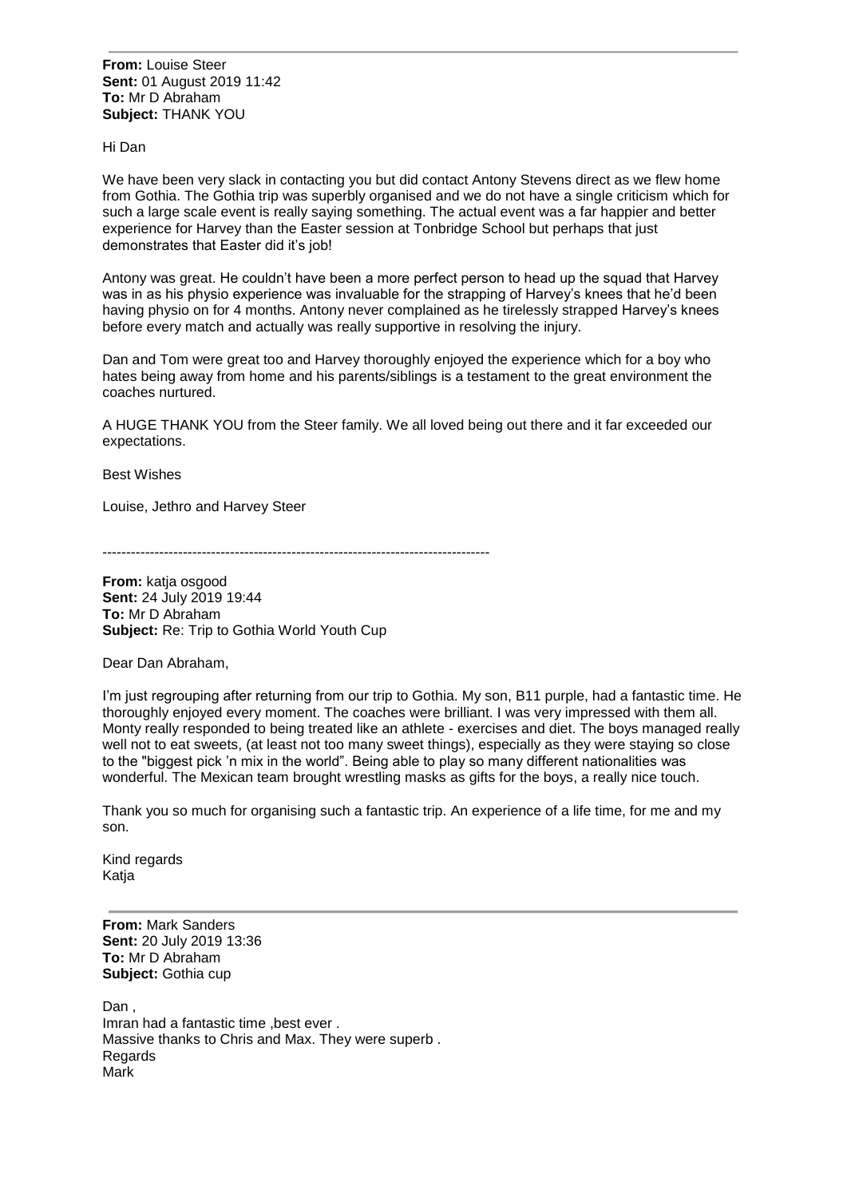---

**From:** Louise Steer
**Sent:** 01 August 2019 11:42
**To:** Mr D Abraham
**Subject:** THANK YOU

Hi Dan

We have been very slack in contacting you but did contact Antony Stevens direct as we flew home from Gothia. The Gothia trip was superbly organised and we do not have a single criticism which for such a large scale event is really saying something. The actual event was a far happier and better experience for Harvey than the Easter session at Tonbridge School but perhaps that just demonstrates that Easter did it's job!

Antony was great. He couldn't have been a more perfect person to head up the squad that Harvey was in as his physio experience was invaluable for the strapping of Harvey's knees that he'd been having physio on for 4 months. Antony never complained as he tirelessly strapped Harvey's knees before every match and actually was really supportive in resolving the injury.

Dan and Tom were great too and Harvey thoroughly enjoyed the experience which for a boy who hates being away from home and his parents/siblings is a testament to the great environment the coaches nurtured.

A HUGE THANK YOU from the Steer family. We all loved being out there and it far exceeded our expectations.

Best Wishes

Louise, Jethro and Harvey Steer

--------------------------------------------------------------------------------

**From:** katja osgood
**Sent:** 24 July 2019 19:44
**To:** Mr D Abraham
**Subject:** Re: Trip to Gothia World Youth Cup

Dear Dan Abraham,

I'm just regrouping after returning from our trip to Gothia. My son, B11 purple, had a fantastic time. He thoroughly enjoyed every moment. The coaches were brilliant. I was very impressed with them all. Monty really responded to being treated like an athlete - exercises and diet. The boys managed really well not to eat sweets, (at least not too many sweet things), especially as they were staying so close to the "biggest pick 'n mix in the world". Being able to play so many different nationalities was wonderful. The Mexican team brought wrestling masks as gifts for the boys, a really nice touch.

Thank you so much for organising such a fantastic trip. An experience of a life time, for me and my son.

Kind regards
Katja

---

**From:** Mark Sanders
**Sent:** 20 July 2019 13:36
**To:** Mr D Abraham
**Subject:** Gothia cup

Dan ,
Imran had a fantastic time ,best ever .
Massive thanks to Chris and Max. They were superb .
Regards
Mark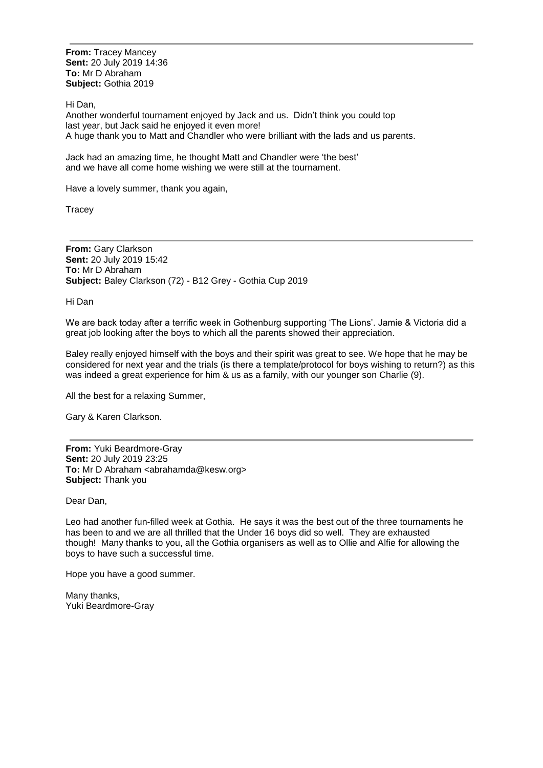---

**From:** Tracey Mancey
**Sent:** 20 July 2019 14:36
**To:** Mr D Abraham
**Subject:** Gothia 2019

Hi Dan,
Another wonderful tournament enjoyed by Jack and us. Didn't think you could top last year, but Jack said he enjoyed it even more!
A huge thank you to Matt and Chandler who were brilliant with the lads and us parents.

Jack had an amazing time, he thought Matt and Chandler were 'the best' and we have all come home wishing we were still at the tournament.

Have a lovely summer, thank you again,

Tracey

---

**From:** Gary Clarkson
**Sent:** 20 July 2019 15:42
**To:** Mr D Abraham
**Subject:** Baley Clarkson (72) - B12 Grey - Gothia Cup 2019

Hi Dan

We are back today after a terrific week in Gothenburg supporting 'The Lions'. Jamie & Victoria did a great job looking after the boys to which all the parents showed their appreciation.

Baley really enjoyed himself with the boys and their spirit was great to see. We hope that he may be considered for next year and the trials (is there a template/protocol for boys wishing to return?) as this was indeed a great experience for him & us as a family, with our younger son Charlie (9).

All the best for a relaxing Summer,

Gary & Karen Clarkson.

---

**From:** Yuki Beardmore-Gray
**Sent:** 20 July 2019 23:25
**To:** Mr D Abraham <abrahamda@kesw.org>
**Subject:** Thank you

Dear Dan,

Leo had another fun-filled week at Gothia. He says it was the best out of the three tournaments he has been to and we are all thrilled that the Under 16 boys did so well. They are exhausted though! Many thanks to you, all the Gothia organisers as well as to Ollie and Alfie for allowing the boys to have such a successful time.

Hope you have a good summer.

Many thanks,
Yuki Beardmore-Gray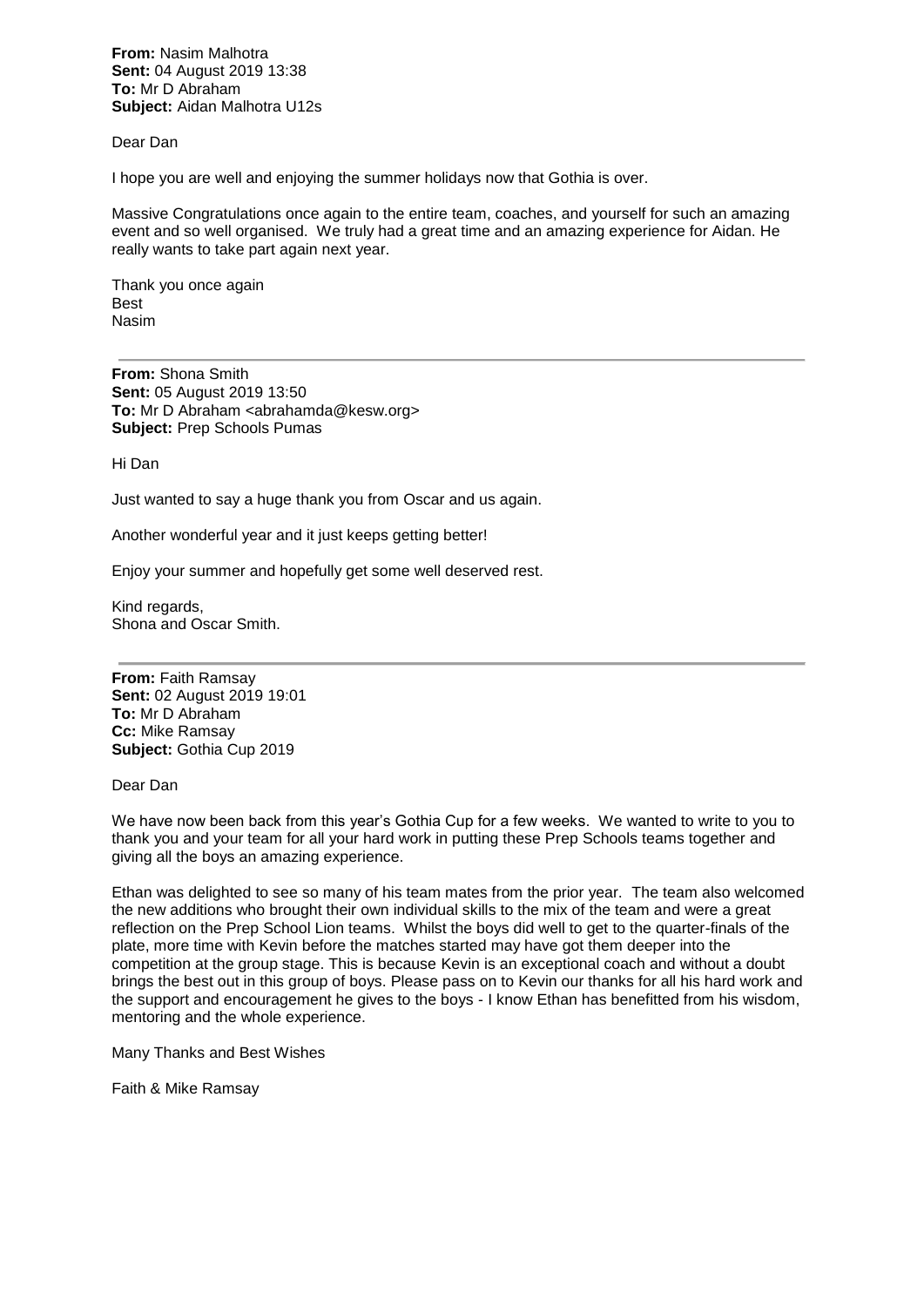**From:** Nasim Malhotra
**Sent:** 04 August 2019 13:38
**To:** Mr D Abraham
**Subject:** Aidan Malhotra U12s

Dear Dan

I hope you are well and enjoying the summer holidays now that Gothia is over.

Massive Congratulations once again to the entire team, coaches, and yourself for such an amazing event and so well organised. We truly had a great time and an amazing experience for Aidan. He really wants to take part again next year.

Thank you once again
Best
Nasim

---

**From:** Shona Smith
**Sent:** 05 August 2019 13:50
**To:** Mr D Abraham <abrahamda@kesw.org>
**Subject:** Prep Schools Pumas

Hi Dan

Just wanted to say a huge thank you from Oscar and us again.

Another wonderful year and it just keeps getting better!

Enjoy your summer and hopefully get some well deserved rest.

Kind regards,
Shona and Oscar Smith.

---

**From:** Faith Ramsay
**Sent:** 02 August 2019 19:01
**To:** Mr D Abraham
**Cc:** Mike Ramsay
**Subject:** Gothia Cup 2019

Dear Dan

We have now been back from this year's Gothia Cup for a few weeks. We wanted to write to you to thank you and your team for all your hard work in putting these Prep Schools teams together and giving all the boys an amazing experience.

Ethan was delighted to see so many of his team mates from the prior year. The team also welcomed the new additions who brought their own individual skills to the mix of the team and were a great reflection on the Prep School Lion teams. Whilst the boys did well to get to the quarter-finals of the plate, more time with Kevin before the matches started may have got them deeper into the competition at the group stage. This is because Kevin is an exceptional coach and without a doubt brings the best out in this group of boys. Please pass on to Kevin our thanks for all his hard work and the support and encouragement he gives to the boys - I know Ethan has benefitted from his wisdom, mentoring and the whole experience.

Many Thanks and Best Wishes

Faith & Mike Ramsay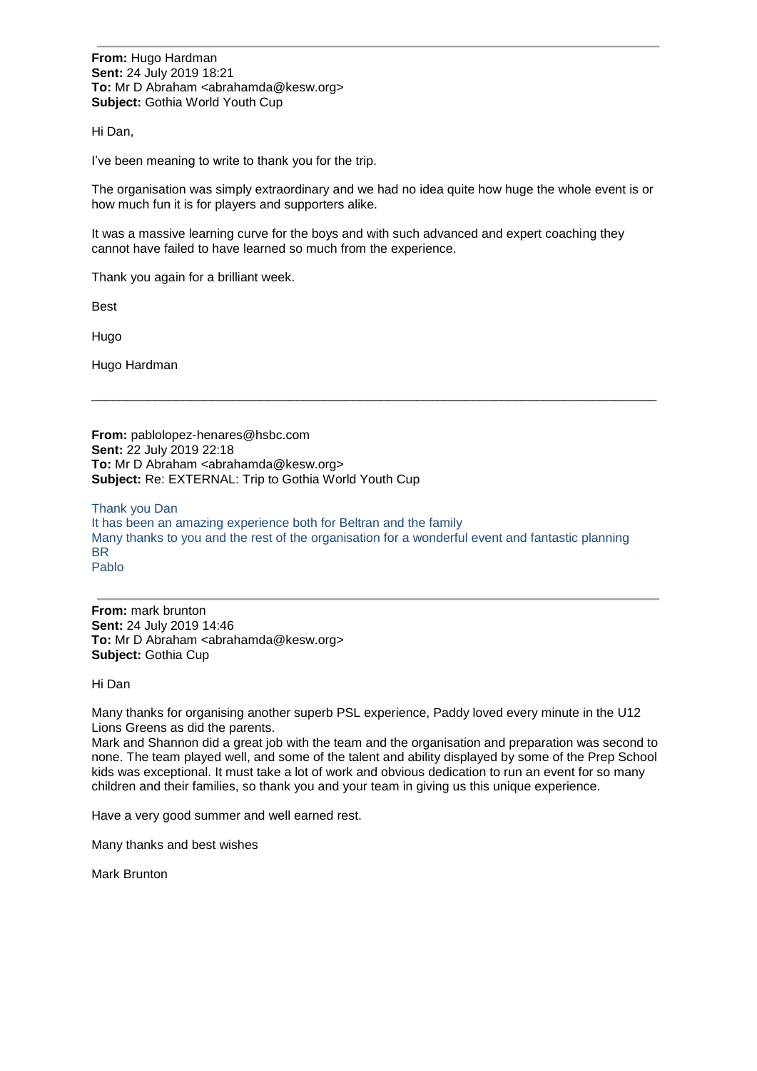---

**From:** Hugo Hardman
**Sent:** 24 July 2019 18:21
**To:** Mr D Abraham <abrahamda@kesw.org>
**Subject:** Gothia World Youth Cup

Hi Dan,

I've been meaning to write to thank you for the trip.

The organisation was simply extraordinary and we had no idea quite how huge the whole event is or how much fun it is for players and supporters alike.

It was a massive learning curve for the boys and with such advanced and expert coaching they cannot have failed to have learned so much from the experience.

Thank you again for a brilliant week.

Best

Hugo

Hugo Hardman

---

**From:** pablolopez-henares@hsbc.com
**Sent:** 22 July 2019 22:18
**To:** Mr D Abraham <abrahamda@kesw.org>
**Subject:** Re: EXTERNAL: Trip to Gothia World Youth Cup

Thank you Dan
It has been an amazing experience both for Beltran and the family
Many thanks to you and the rest of the organisation for a wonderful event and fantastic planning
BR
Pablo

---

**From:** mark brunton
**Sent:** 24 July 2019 14:46
**To:** Mr D Abraham <abrahamda@kesw.org>
**Subject:** Gothia Cup

Hi Dan

Many thanks for organising another superb PSL experience, Paddy loved every minute in the U12 Lions Greens as did the parents.
Mark and Shannon did a great job with the team and the organisation and preparation was second to none. The team played well, and some of the talent and ability displayed by some of the Prep School kids was exceptional. It must take a lot of work and obvious dedication to run an event for so many children and their families, so thank you and your team in giving us this unique experience.

Have a very good summer and well earned rest.

Many thanks and best wishes

Mark Brunton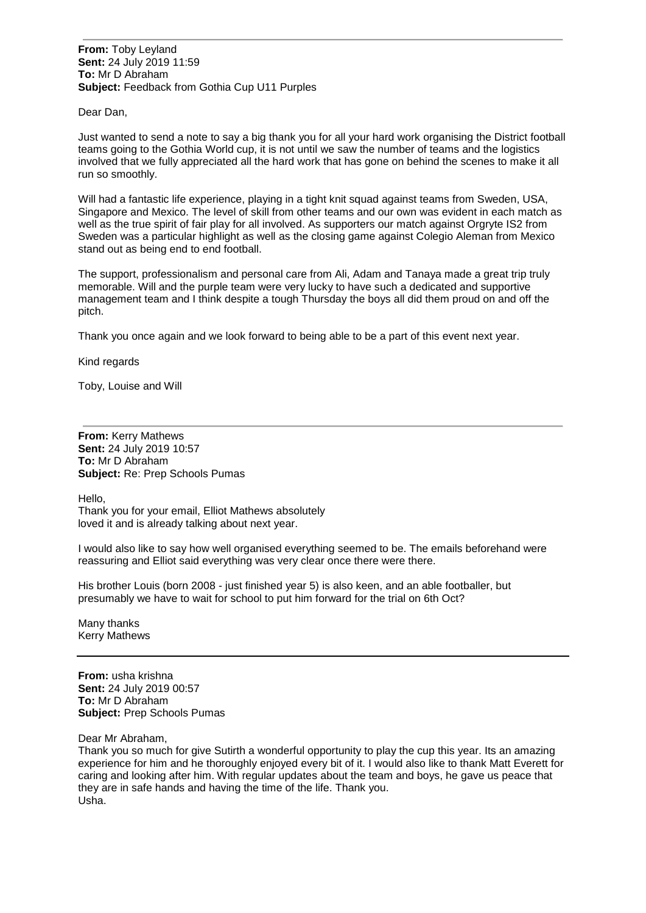---

**From:** Toby Leyland
**Sent:** 24 July 2019 11:59
**To:** Mr D Abraham
**Subject:** Feedback from Gothia Cup U11 Purples

Dear Dan,

Just wanted to send a note to say a big thank you for all your hard work organising the District football teams going to the Gothia World cup, it is not until we saw the number of teams and the logistics involved that we fully appreciated all the hard work that has gone on behind the scenes to make it all run so smoothly.

Will had a fantastic life experience, playing in a tight knit squad against teams from Sweden, USA, Singapore and Mexico. The level of skill from other teams and our own was evident in each match as well as the true spirit of fair play for all involved. As supporters our match against Orgryte IS2 from Sweden was a particular highlight as well as the closing game against Colegio Aleman from Mexico stand out as being end to end football.

The support, professionalism and personal care from Ali, Adam and Tanaya made a great trip truly memorable. Will and the purple team were very lucky to have such a dedicated and supportive management team and I think despite a tough Thursday the boys all did them proud on and off the pitch.

Thank you once again and we look forward to being able to be a part of this event next year.

Kind regards

Toby, Louise and Will

---

**From:** Kerry Mathews
**Sent:** 24 July 2019 10:57
**To:** Mr D Abraham
**Subject:** Re: Prep Schools Pumas

Hello,
Thank you for your email, Elliot Mathews absolutely
loved it and is already talking about next year.

I would also like to say how well organised everything seemed to be. The emails beforehand were reassuring and Elliot said everything was very clear once there were there.

His brother Louis (born 2008 - just finished year 5) is also keen, and an able footballer, but presumably we have to wait for school to put him forward for the trial on 6th Oct?

Many thanks
Kerry Mathews

---

**From:** usha krishna
**Sent:** 24 July 2019 00:57
**To:** Mr D Abraham
**Subject:** Prep Schools Pumas

Dear Mr Abraham,
Thank you so much for give Sutirth a wonderful opportunity to play the cup this year. Its an amazing experience for him and he thoroughly enjoyed every bit of it. I would also like to thank Matt Everett for caring and looking after him. With regular updates about the team and boys, he gave us peace that they are in safe hands and having the time of the life. Thank you.
Usha.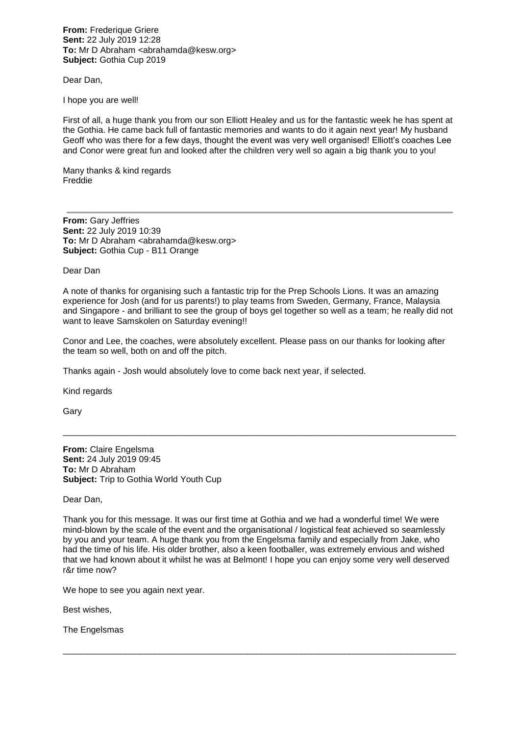**From:** Frederique Griere
**Sent:** 22 July 2019 12:28
**To:** Mr D Abraham <abrahamda@kesw.org>
**Subject:** Gothia Cup 2019

Dear Dan,

I hope you are well!

First of all, a huge thank you from our son Elliott Healey and us for the fantastic week he has spent at the Gothia. He came back full of fantastic memories and wants to do it again next year! My husband Geoff who was there for a few days, thought the event was very well organised! Elliott's coaches Lee and Conor were great fun and looked after the children very well so again a big thank you to you!

Many thanks & kind regards
Freddie

---

**From:** Gary Jeffries
**Sent:** 22 July 2019 10:39
**To:** Mr D Abraham <abrahamda@kesw.org>
**Subject:** Gothia Cup - B11 Orange

Dear Dan

A note of thanks for organising such a fantastic trip for the Prep Schools Lions. It was an amazing experience for Josh (and for us parents!) to play teams from Sweden, Germany, France, Malaysia and Singapore - and brilliant to see the group of boys gel together so well as a team; he really did not want to leave Samskolen on Saturday evening!!

Conor and Lee, the coaches, were absolutely excellent. Please pass on our thanks for looking after the team so well, both on and off the pitch.

Thanks again - Josh would absolutely love to come back next year, if selected.

Kind regards

Gary

---

**From:** Claire Engelsma
**Sent:** 24 July 2019 09:45
**To:** Mr D Abraham
**Subject:** Trip to Gothia World Youth Cup

Dear Dan,

Thank you for this message. It was our first time at Gothia and we had a wonderful time! We were mind-blown by the scale of the event and the organisational / logistical feat achieved so seamlessly by you and your team. A huge thank you from the Engelsma family and especially from Jake, who had the time of his life. His older brother, also a keen footballer, was extremely envious and wished that we had known about it whilst he was at Belmont! I hope you can enjoy some very well deserved r&r time now?

We hope to see you again next year.

Best wishes,

The Engelsmas

---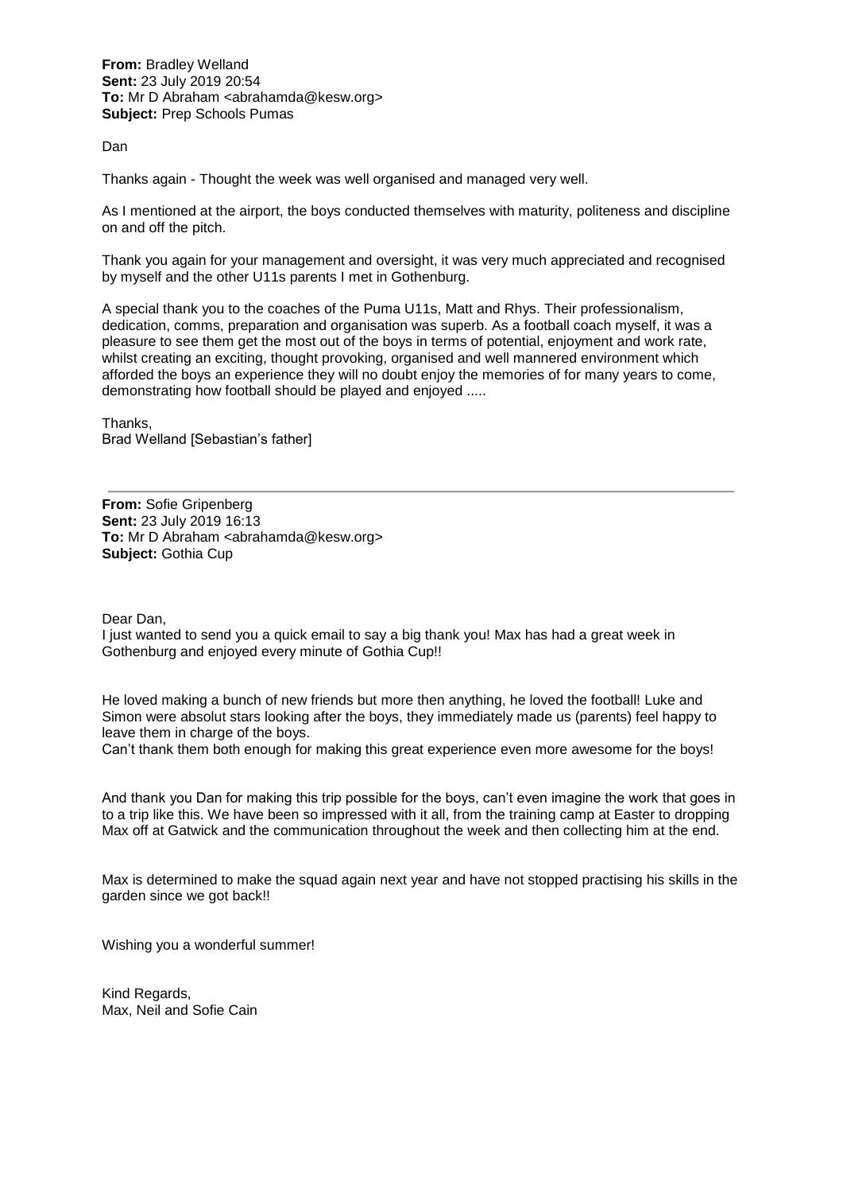**From:** Bradley Welland
**Sent:** 23 July 2019 20:54
**To:** Mr D Abraham <abrahamda@kesw.org>
**Subject:** Prep Schools Pumas

Dan

Thanks again - Thought the week was well organised and managed very well.

As I mentioned at the airport, the boys conducted themselves with maturity, politeness and discipline on and off the pitch.

Thank you again for your management and oversight, it was very much appreciated and recognised by myself and the other U11s parents I met in Gothenburg.

A special thank you to the coaches of the Puma U11s, Matt and Rhys. Their professionalism, dedication, comms, preparation and organisation was superb. As a football coach myself, it was a pleasure to see them get the most out of the boys in terms of potential, enjoyment and work rate, whilst creating an exciting, thought provoking, organised and well mannered environment which afforded the boys an experience they will no doubt enjoy the memories of for many years to come, demonstrating how football should be played and enjoyed .....

Thanks,
Brad Welland [Sebastian's father]

---

**From:** Sofie Gripenberg
**Sent:** 23 July 2019 16:13
**To:** Mr D Abraham <abrahamda@kesw.org>
**Subject:** Gothia Cup

Dear Dan,
I just wanted to send you a quick email to say a big thank you! Max has had a great week in Gothenburg and enjoyed every minute of Gothia Cup!!

He loved making a bunch of new friends but more then anything, he loved the football! Luke and Simon were absolut stars looking after the boys, they immediately made us (parents) feel happy to leave them in charge of the boys.
Can't thank them both enough for making this great experience even more awesome for the boys!

And thank you Dan for making this trip possible for the boys, can't even imagine the work that goes in to a trip like this. We have been so impressed with it all, from the training camp at Easter to dropping Max off at Gatwick and the communication throughout the week and then collecting him at the end.

Max is determined to make the squad again next year and have not stopped practising his skills in the garden since we got back!!

Wishing you a wonderful summer!

Kind Regards,
Max, Neil and Sofie Cain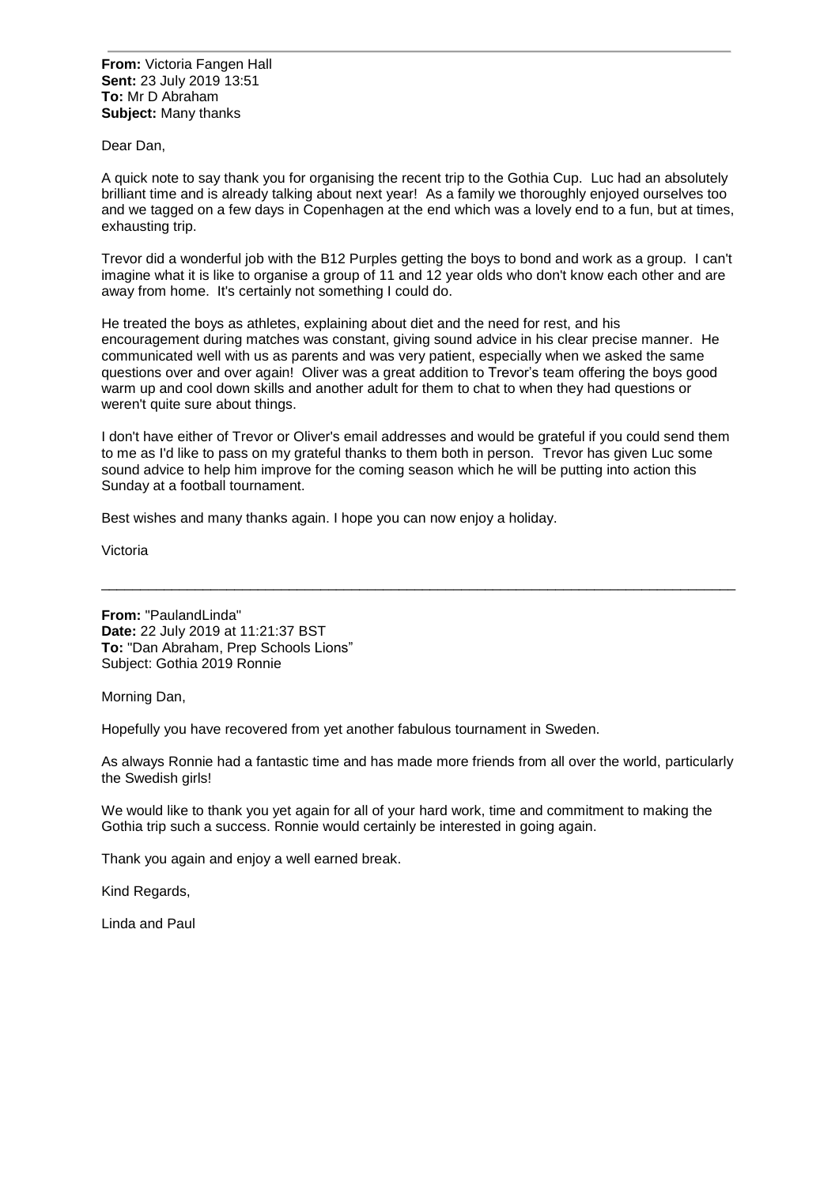**From:** Victoria Fangen Hall
**Sent:** 23 July 2019 13:51
**To:** Mr D Abraham
**Subject:** Many thanks

Dear Dan,

A quick note to say thank you for organising the recent trip to the Gothia Cup. Luc had an absolutely brilliant time and is already talking about next year! As a family we thoroughly enjoyed ourselves too and we tagged on a few days in Copenhagen at the end which was a lovely end to a fun, but at times, exhausting trip.

Trevor did a wonderful job with the B12 Purples getting the boys to bond and work as a group. I can't imagine what it is like to organise a group of 11 and 12 year olds who don't know each other and are away from home. It's certainly not something I could do.

He treated the boys as athletes, explaining about diet and the need for rest, and his encouragement during matches was constant, giving sound advice in his clear precise manner. He communicated well with us as parents and was very patient, especially when we asked the same questions over and over again! Oliver was a great addition to Trevor's team offering the boys good warm up and cool down skills and another adult for them to chat to when they had questions or weren't quite sure about things.

I don't have either of Trevor or Oliver's email addresses and would be grateful if you could send them to me as I'd like to pass on my grateful thanks to them both in person. Trevor has given Luc some sound advice to help him improve for the coming season which he will be putting into action this Sunday at a football tournament.

Best wishes and many thanks again. I hope you can now enjoy a holiday.

Victoria

---

**From:** "PaulandLinda"
**Date:** 22 July 2019 at 11:21:37 BST
**To:** "Dan Abraham, Prep Schools Lions"
Subject: Gothia 2019 Ronnie

Morning Dan,

Hopefully you have recovered from yet another fabulous tournament in Sweden.

As always Ronnie had a fantastic time and has made more friends from all over the world, particularly the Swedish girls!

We would like to thank you yet again for all of your hard work, time and commitment to making the Gothia trip such a success. Ronnie would certainly be interested in going again.

Thank you again and enjoy a well earned break.

Kind Regards,

Linda and Paul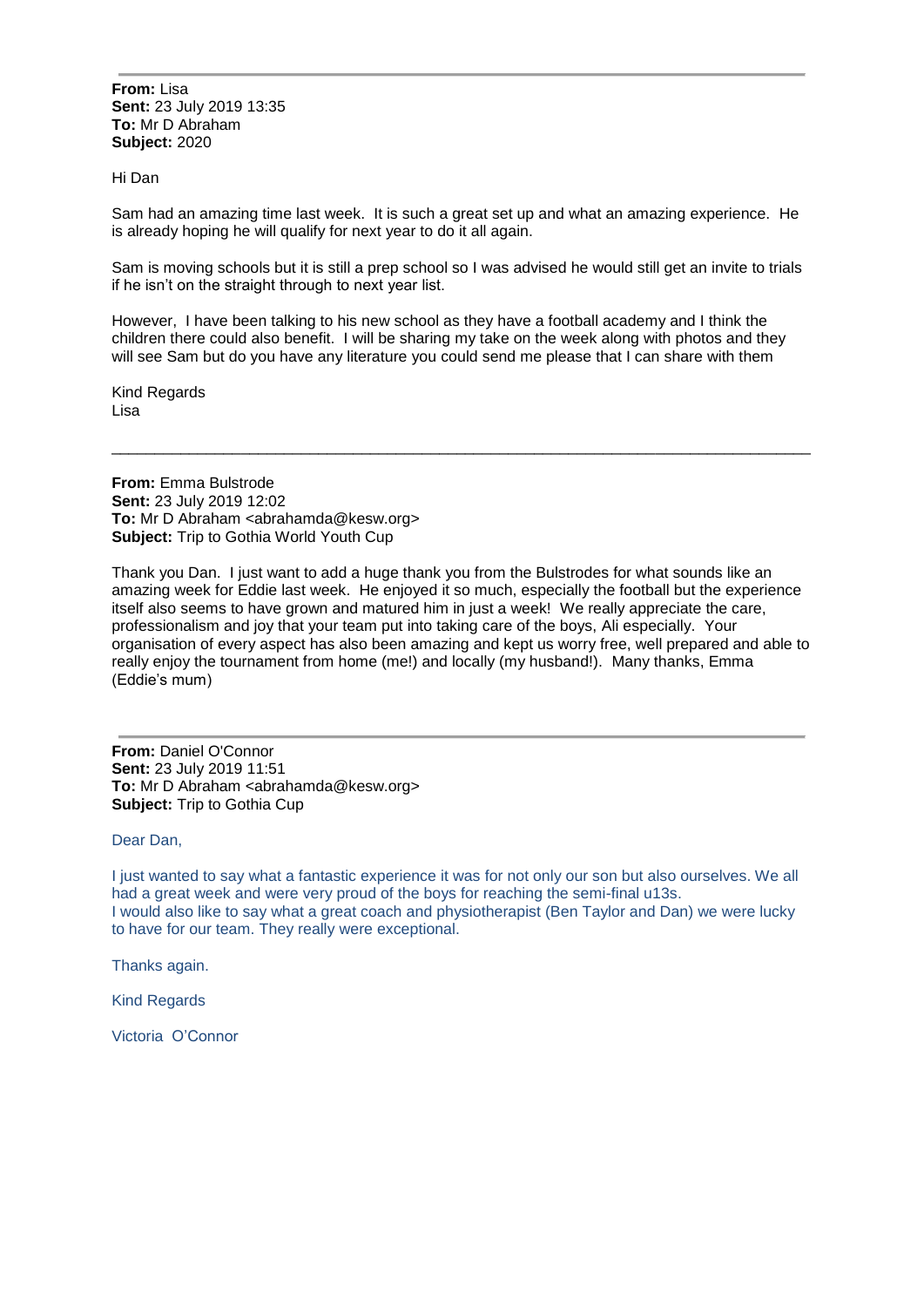---

**From:** Lisa
**Sent:** 23 July 2019 13:35
**To:** Mr D Abraham
**Subject:** 2020

Hi Dan

Sam had an amazing time last week. It is such a great set up and what an amazing experience. He is already hoping he will qualify for next year to do it all again.

Sam is moving schools but it is still a prep school so I was advised he would still get an invite to trials if he isn't on the straight through to next year list.

However, I have been talking to his new school as they have a football academy and I think the children there could also benefit. I will be sharing my take on the week along with photos and they will see Sam but do you have any literature you could send me please that I can share with them

Kind Regards
Lisa

---

**From:** Emma Bulstrode
**Sent:** 23 July 2019 12:02
**To:** Mr D Abraham <abrahamda@kesw.org>
**Subject:** Trip to Gothia World Youth Cup

Thank you Dan. I just want to add a huge thank you from the Bulstrodes for what sounds like an amazing week for Eddie last week. He enjoyed it so much, especially the football but the experience itself also seems to have grown and matured him in just a week! We really appreciate the care, professionalism and joy that your team put into taking care of the boys, Ali especially. Your organisation of every aspect has also been amazing and kept us worry free, well prepared and able to really enjoy the tournament from home (me!) and locally (my husband!). Many thanks, Emma (Eddie's mum)

---

**From:** Daniel O'Connor
**Sent:** 23 July 2019 11:51
**To:** Mr D Abraham <abrahamda@kesw.org>
**Subject:** Trip to Gothia Cup

Dear Dan,

I just wanted to say what a fantastic experience it was for not only our son but also ourselves. We all had a great week and were very proud of the boys for reaching the semi-final u13s.
I would also like to say what a great coach and physiotherapist (Ben Taylor and Dan) we were lucky to have for our team. They really were exceptional.

Thanks again.

Kind Regards

Victoria O'Connor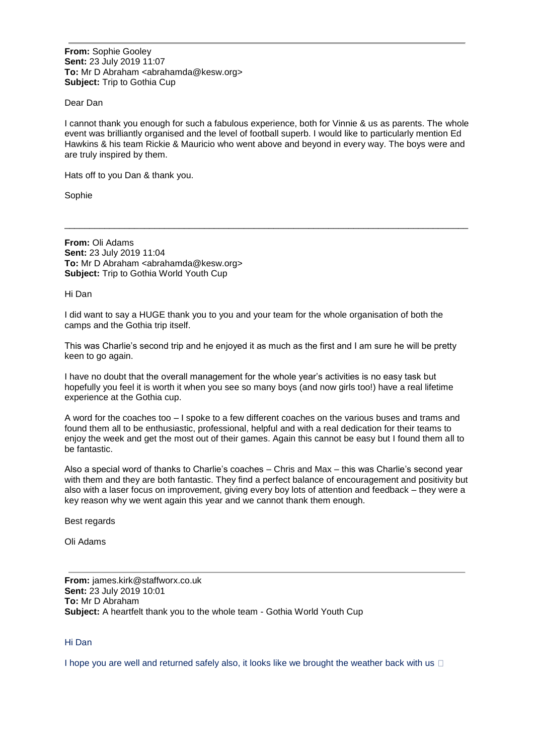---

**From:** Sophie Gooley
**Sent:** 23 July 2019 11:07
**To:** Mr D Abraham <abrahamda@kesw.org>
**Subject:** Trip to Gothia Cup

Dear Dan

I cannot thank you enough for such a fabulous experience, both for Vinnie & us as parents. The whole event was brilliantly organised and the level of football superb. I would like to particularly mention Ed Hawkins & his team Rickie & Mauricio who went above and beyond in every way. The boys were and are truly inspired by them.

Hats off to you Dan & thank you.

Sophie

---

**From:** Oli Adams
**Sent:** 23 July 2019 11:04
**To:** Mr D Abraham <abrahamda@kesw.org>
**Subject:** Trip to Gothia World Youth Cup

Hi Dan

I did want to say a HUGE thank you to you and your team for the whole organisation of both the camps and the Gothia trip itself.

This was Charlie's second trip and he enjoyed it as much as the first and I am sure he will be pretty keen to go again.

I have no doubt that the overall management for the whole year's activities is no easy task but hopefully you feel it is worth it when you see so many boys (and now girls too!) have a real lifetime experience at the Gothia cup.

A word for the coaches too – I spoke to a few different coaches on the various buses and trams and found them all to be enthusiastic, professional, helpful and with a real dedication for their teams to enjoy the week and get the most out of their games. Again this cannot be easy but I found them all to be fantastic.

Also a special word of thanks to Charlie's coaches – Chris and Max – this was Charlie's second year with them and they are both fantastic. They find a perfect balance of encouragement and positivity but also with a laser focus on improvement, giving every boy lots of attention and feedback – they were a key reason why we went again this year and we cannot thank them enough.

Best regards

Oli Adams

---

**From:** james.kirk@staffworx.co.uk
**Sent:** 23 July 2019 10:01
**To:** Mr D Abraham
**Subject:** A heartfelt thank you to the whole team - Gothia World Youth Cup

Hi Dan

I hope you are well and returned safely also, it looks like we brought the weather back with us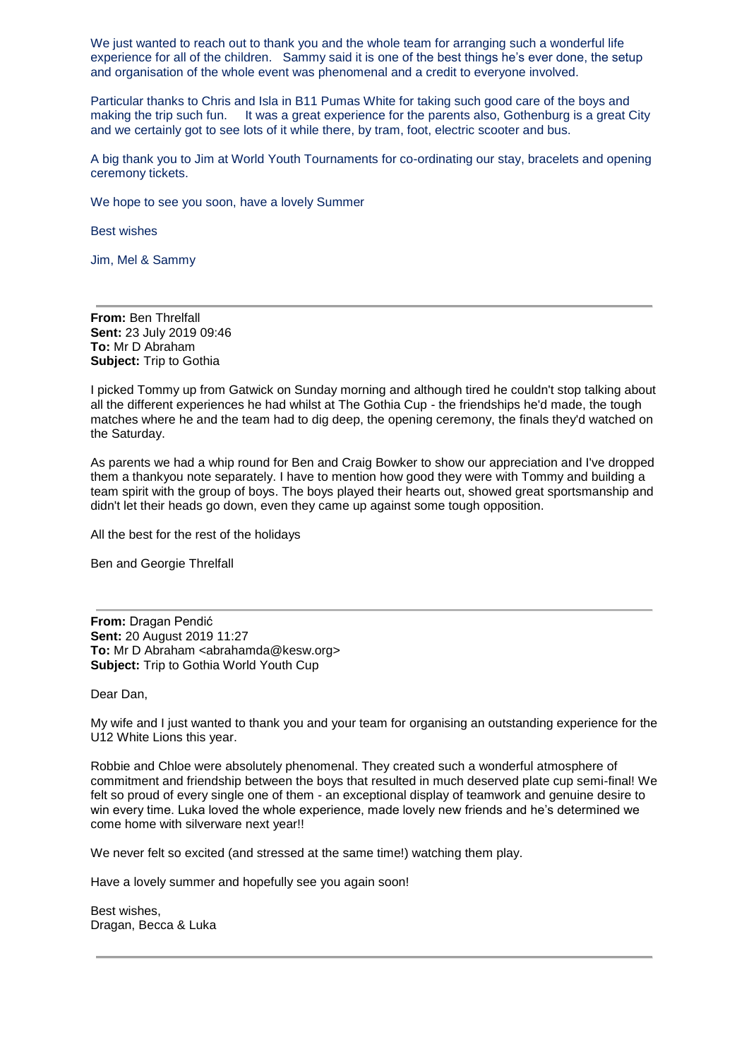We just wanted to reach out to thank you and the whole team for arranging such a wonderful life experience for all of the children. Sammy said it is one of the best things he's ever done, the setup and organisation of the whole event was phenomenal and a credit to everyone involved.

Particular thanks to Chris and Isla in B11 Pumas White for taking such good care of the boys and making the trip such fun. It was a great experience for the parents also, Gothenburg is a great City and we certainly got to see lots of it while there, by tram, foot, electric scooter and bus.

A big thank you to Jim at World Youth Tournaments for co-ordinating our stay, bracelets and opening ceremony tickets.

We hope to see you soon, have a lovely Summer

Best wishes

Jim, Mel & Sammy

---

**From:** Ben Threlfall
**Sent:** 23 July 2019 09:46
**To:** Mr D Abraham
**Subject:** Trip to Gothia

I picked Tommy up from Gatwick on Sunday morning and although tired he couldn't stop talking about all the different experiences he had whilst at The Gothia Cup - the friendships he'd made, the tough matches where he and the team had to dig deep, the opening ceremony, the finals they'd watched on the Saturday.

As parents we had a whip round for Ben and Craig Bowker to show our appreciation and I've dropped them a thankyou note separately. I have to mention how good they were with Tommy and building a team spirit with the group of boys. The boys played their hearts out, showed great sportsmanship and didn't let their heads go down, even they came up against some tough opposition.

All the best for the rest of the holidays

Ben and Georgie Threlfall

---

**From:** Dragan Pendić
**Sent:** 20 August 2019 11:27
**To:** Mr D Abraham <abrahamda@kesw.org>
**Subject:** Trip to Gothia World Youth Cup

Dear Dan,

My wife and I just wanted to thank you and your team for organising an outstanding experience for the U12 White Lions this year.

Robbie and Chloe were absolutely phenomenal. They created such a wonderful atmosphere of commitment and friendship between the boys that resulted in much deserved plate cup semi-final! We felt so proud of every single one of them - an exceptional display of teamwork and genuine desire to win every time. Luka loved the whole experience, made lovely new friends and he's determined we come home with silverware next year!!

We never felt so excited (and stressed at the same time!) watching them play.

Have a lovely summer and hopefully see you again soon!

Best wishes,
Dragan, Becca & Luka

---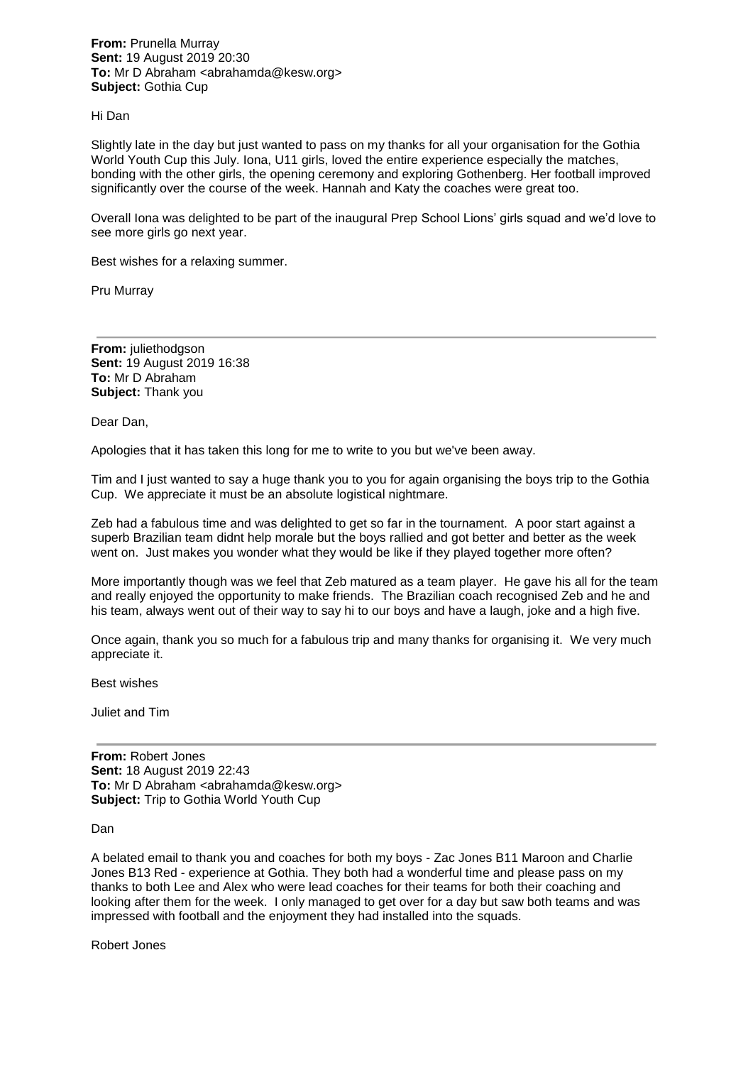**From:** Prunella Murray
**Sent:** 19 August 2019 20:30
**To:** Mr D Abraham <abrahamda@kesw.org>
**Subject:** Gothia Cup

Hi Dan

Slightly late in the day but just wanted to pass on my thanks for all your organisation for the Gothia World Youth Cup this July. Iona, U11 girls, loved the entire experience especially the matches, bonding with the other girls, the opening ceremony and exploring Gothenberg. Her football improved significantly over the course of the week. Hannah and Katy the coaches were great too.

Overall Iona was delighted to be part of the inaugural Prep School Lions' girls squad and we'd love to see more girls go next year.

Best wishes for a relaxing summer.

Pru Murray

---

**From:** juliethodgson
**Sent:** 19 August 2019 16:38
**To:** Mr D Abraham
**Subject:** Thank you

Dear Dan,

Apologies that it has taken this long for me to write to you but we've been away.

Tim and I just wanted to say a huge thank you to you for again organising the boys trip to the Gothia Cup. We appreciate it must be an absolute logistical nightmare.

Zeb had a fabulous time and was delighted to get so far in the tournament. A poor start against a superb Brazilian team didnt help morale but the boys rallied and got better and better as the week went on. Just makes you wonder what they would be like if they played together more often?

More importantly though was we feel that Zeb matured as a team player. He gave his all for the team and really enjoyed the opportunity to make friends. The Brazilian coach recognised Zeb and he and his team, always went out of their way to say hi to our boys and have a laugh, joke and a high five.

Once again, thank you so much for a fabulous trip and many thanks for organising it. We very much appreciate it.

Best wishes

Juliet and Tim

---

**From:** Robert Jones
**Sent:** 18 August 2019 22:43
**To:** Mr D Abraham <abrahamda@kesw.org>
**Subject:** Trip to Gothia World Youth Cup

Dan

A belated email to thank you and coaches for both my boys - Zac Jones B11 Maroon and Charlie Jones B13 Red - experience at Gothia. They both had a wonderful time and please pass on my thanks to both Lee and Alex who were lead coaches for their teams for both their coaching and looking after them for the week. I only managed to get over for a day but saw both teams and was impressed with football and the enjoyment they had installed into the squads.

Robert Jones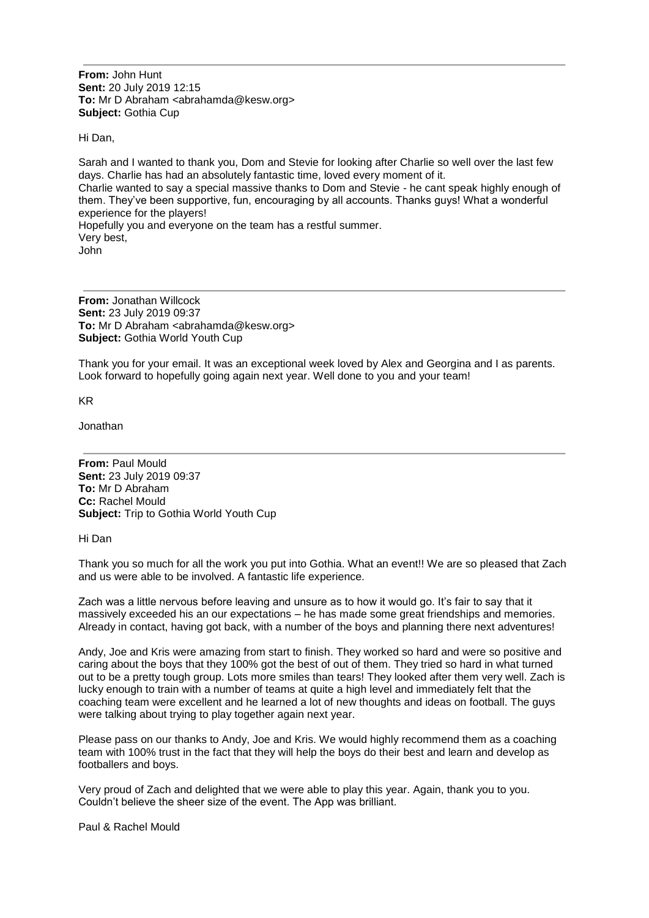---

**From:** John Hunt
**Sent:** 20 July 2019 12:15
**To:** Mr D Abraham <abrahamda@kesw.org>
**Subject:** Gothia Cup

Hi Dan,

Sarah and I wanted to thank you, Dom and Stevie for looking after Charlie so well over the last few days. Charlie has had an absolutely fantastic time, loved every moment of it.
Charlie wanted to say a special massive thanks to Dom and Stevie - he cant speak highly enough of them. They've been supportive, fun, encouraging by all accounts. Thanks guys! What a wonderful experience for the players!
Hopefully you and everyone on the team has a restful summer.
Very best,
John

---

**From:** Jonathan Willcock
**Sent:** 23 July 2019 09:37
**To:** Mr D Abraham <abrahamda@kesw.org>
**Subject:** Gothia World Youth Cup

Thank you for your email. It was an exceptional week loved by Alex and Georgina and I as parents. Look forward to hopefully going again next year. Well done to you and your team!

KR

Jonathan

---

**From:** Paul Mould
**Sent:** 23 July 2019 09:37
**To:** Mr D Abraham
**Cc:** Rachel Mould
**Subject:** Trip to Gothia World Youth Cup

Hi Dan

Thank you so much for all the work you put into Gothia. What an event!! We are so pleased that Zach and us were able to be involved. A fantastic life experience.

Zach was a little nervous before leaving and unsure as to how it would go. It's fair to say that it massively exceeded his an our expectations – he has made some great friendships and memories. Already in contact, having got back, with a number of the boys and planning there next adventures!

Andy, Joe and Kris were amazing from start to finish. They worked so hard and were so positive and caring about the boys that they 100% got the best of out of them. They tried so hard in what turned out to be a pretty tough group. Lots more smiles than tears! They looked after them very well. Zach is lucky enough to train with a number of teams at quite a high level and immediately felt that the coaching team were excellent and he learned a lot of new thoughts and ideas on football. The guys were talking about trying to play together again next year.

Please pass on our thanks to Andy, Joe and Kris. We would highly recommend them as a coaching team with 100% trust in the fact that they will help the boys do their best and learn and develop as footballers and boys.

Very proud of Zach and delighted that we were able to play this year. Again, thank you to you. Couldn't believe the sheer size of the event. The App was brilliant.

Paul & Rachel Mould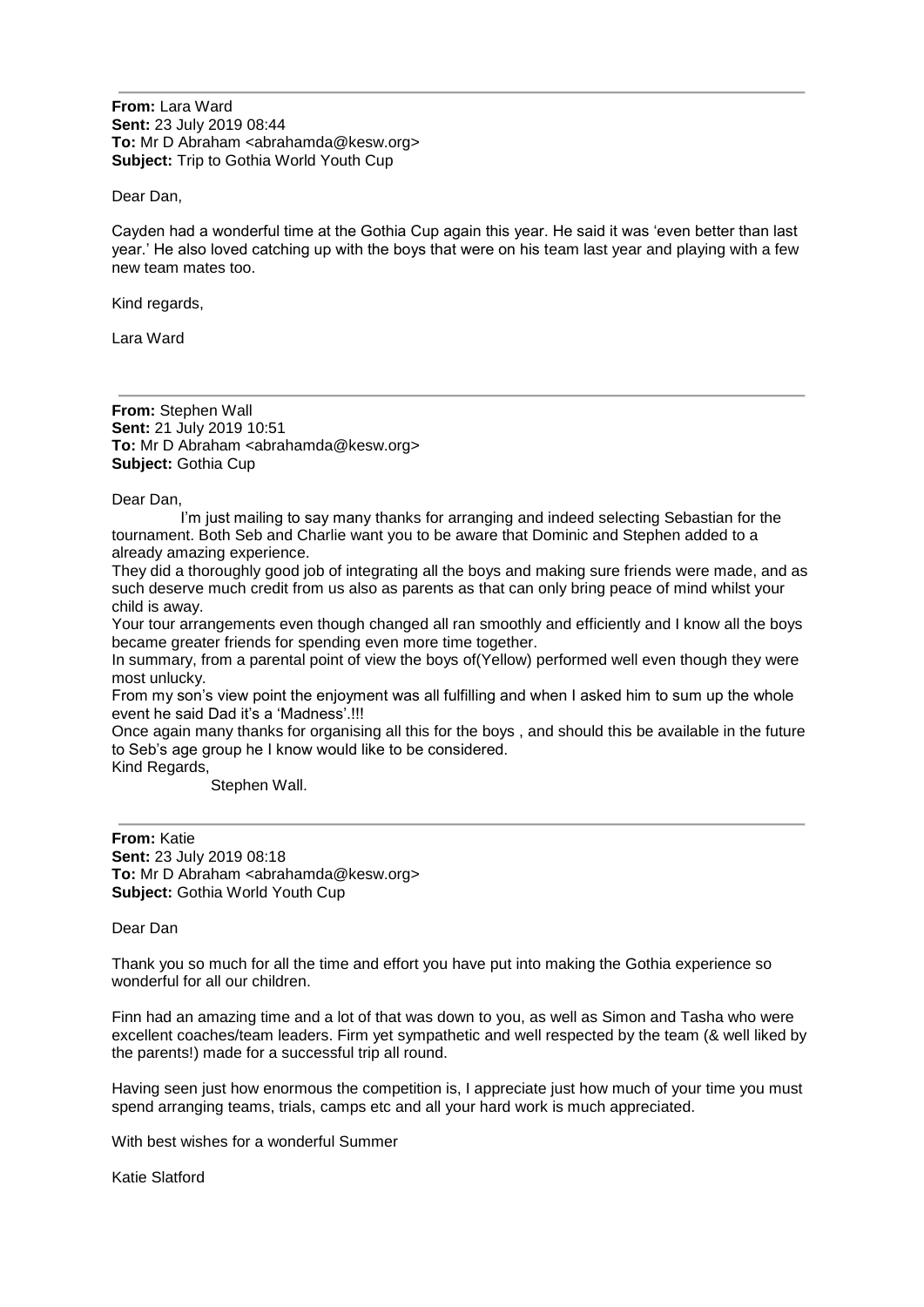---

**From:** Lara Ward
**Sent:** 23 July 2019 08:44
**To:** Mr D Abraham <abrahamda@kesw.org>
**Subject:** Trip to Gothia World Youth Cup

Dear Dan,

Cayden had a wonderful time at the Gothia Cup again this year. He said it was 'even better than last year.' He also loved catching up with the boys that were on his team last year and playing with a few new team mates too.

Kind regards,

Lara Ward

---

**From:** Stephen Wall
**Sent:** 21 July 2019 10:51
**To:** Mr D Abraham <abrahamda@kesw.org>
**Subject:** Gothia Cup

Dear Dan,

I'm just mailing to say many thanks for arranging and indeed selecting Sebastian for the tournament. Both Seb and Charlie want you to be aware that Dominic and Stephen added to a already amazing experience.

They did a thoroughly good job of integrating all the boys and making sure friends were made, and as such deserve much credit from us also as parents as that can only bring peace of mind whilst your child is away.

Your tour arrangements even though changed all ran smoothly and efficiently and I know all the boys became greater friends for spending even more time together.

In summary, from a parental point of view the boys of(Yellow) performed well even though they were most unlucky.

From my son's view point the enjoyment was all fulfilling and when I asked him to sum up the whole event he said Dad it's a 'Madness'.!!!

Once again many thanks for organising all this for the boys , and should this be available in the future to Seb's age group he I know would like to be considered.

Kind Regards,

Stephen Wall.

---

**From:** Katie
**Sent:** 23 July 2019 08:18
**To:** Mr D Abraham <abrahamda@kesw.org>
**Subject:** Gothia World Youth Cup

Dear Dan

Thank you so much for all the time and effort you have put into making the Gothia experience so wonderful for all our children.

Finn had an amazing time and a lot of that was down to you, as well as Simon and Tasha who were excellent coaches/team leaders. Firm yet sympathetic and well respected by the team (& well liked by the parents!) made for a successful trip all round.

Having seen just how enormous the competition is, I appreciate just how much of your time you must spend arranging teams, trials, camps etc and all your hard work is much appreciated.

With best wishes for a wonderful Summer

Katie Slatford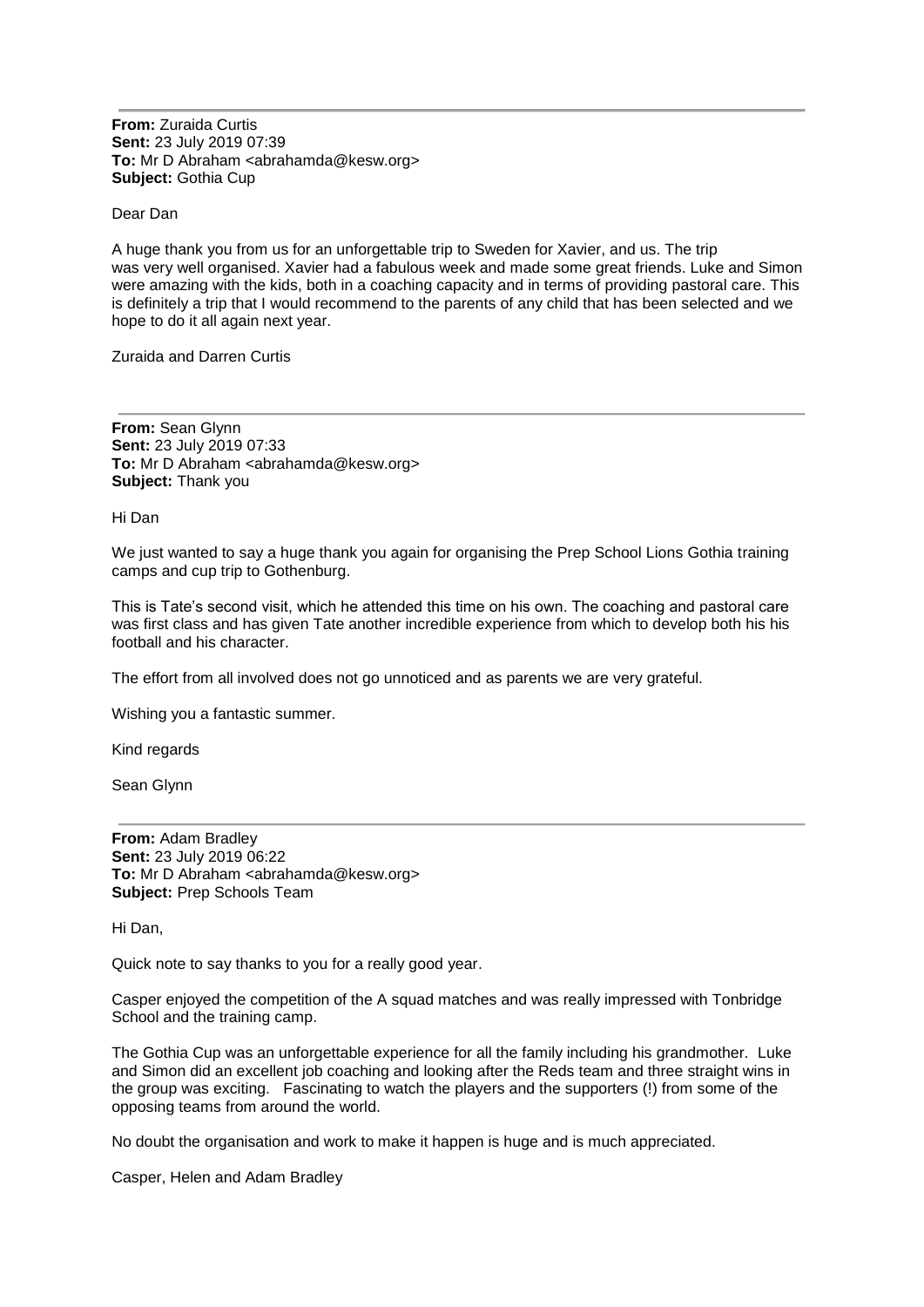---

**From:** Zuraida Curtis
**Sent:** 23 July 2019 07:39
**To:** Mr D Abraham <abrahamda@kesw.org>
**Subject:** Gothia Cup

Dear Dan

A huge thank you from us for an unforgettable trip to Sweden for Xavier, and us. The trip was very well organised. Xavier had a fabulous week and made some great friends. Luke and Simon were amazing with the kids, both in a coaching capacity and in terms of providing pastoral care. This is definitely a trip that I would recommend to the parents of any child that has been selected and we hope to do it all again next year.

Zuraida and Darren Curtis

---

**From:** Sean Glynn
**Sent:** 23 July 2019 07:33
**To:** Mr D Abraham <abrahamda@kesw.org>
**Subject:** Thank you

Hi Dan

We just wanted to say a huge thank you again for organising the Prep School Lions Gothia training camps and cup trip to Gothenburg.

This is Tate's second visit, which he attended this time on his own. The coaching and pastoral care was first class and has given Tate another incredible experience from which to develop both his his football and his character.

The effort from all involved does not go unnoticed and as parents we are very grateful.

Wishing you a fantastic summer.

Kind regards

Sean Glynn

---

**From:** Adam Bradley
**Sent:** 23 July 2019 06:22
**To:** Mr D Abraham <abrahamda@kesw.org>
**Subject:** Prep Schools Team

Hi Dan,

Quick note to say thanks to you for a really good year.

Casper enjoyed the competition of the A squad matches and was really impressed with Tonbridge School and the training camp.

The Gothia Cup was an unforgettable experience for all the family including his grandmother. Luke and Simon did an excellent job coaching and looking after the Reds team and three straight wins in the group was exciting. Fascinating to watch the players and the supporters (!) from some of the opposing teams from around the world.

No doubt the organisation and work to make it happen is huge and is much appreciated.

Casper, Helen and Adam Bradley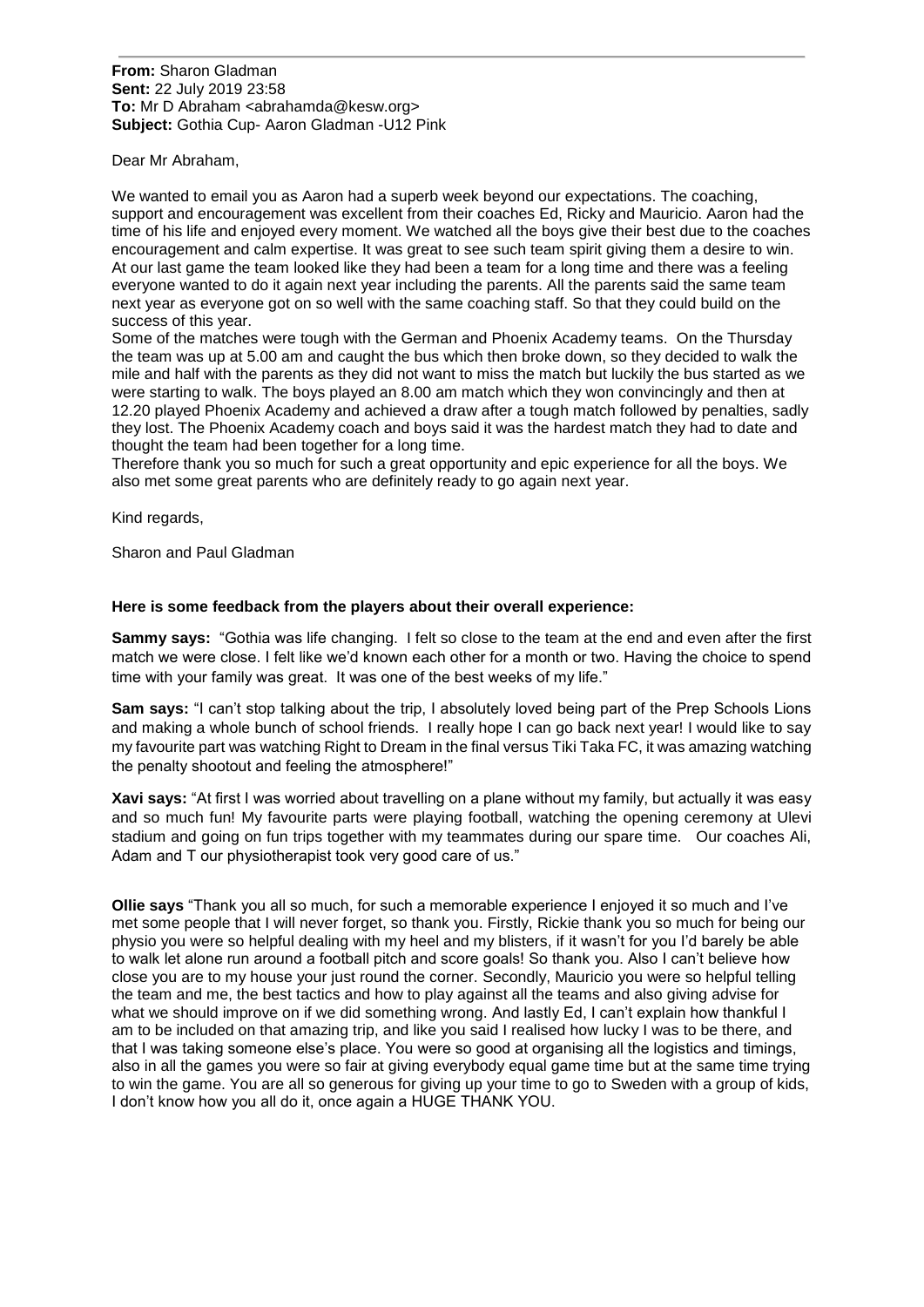**From:** Sharon Gladman  
**Sent:** 22 July 2019 23:58  
**To:** Mr D Abraham <abrahamda@kesw.org>  
**Subject:** Gothia Cup- Aaron Gladman -U12 Pink

Dear Mr Abraham,

We wanted to email you as Aaron had a superb week beyond our expectations. The coaching, support and encouragement was excellent from their coaches Ed, Ricky and Mauricio. Aaron had the time of his life and enjoyed every moment. We watched all the boys give their best due to the coaches encouragement and calm expertise. It was great to see such team spirit giving them a desire to win. At our last game the team looked like they had been a team for a long time and there was a feeling everyone wanted to do it again next year including the parents. All the parents said the same team next year as everyone got on so well with the same coaching staff. So that they could build on the success of this year.

Some of the matches were tough with the German and Phoenix Academy teams. On the Thursday the team was up at 5.00 am and caught the bus which then broke down, so they decided to walk the mile and half with the parents as they did not want to miss the match but luckily the bus started as we were starting to walk. The boys played an 8.00 am match which they won convincingly and then at 12.20 played Phoenix Academy and achieved a draw after a tough match followed by penalties, sadly they lost. The Phoenix Academy coach and boys said it was the hardest match they had to date and thought the team had been together for a long time.

Therefore thank you so much for such a great opportunity and epic experience for all the boys. We also met some great parents who are definitely ready to go again next year.

Kind regards,

Sharon and Paul Gladman

**Here is some feedback from the players about their overall experience:**

**Sammy says:** "Gothia was life changing. I felt so close to the team at the end and even after the first match we were close. I felt like we'd known each other for a month or two. Having the choice to spend time with your family was great. It was one of the best weeks of my life."

**Sam says:** "I can't stop talking about the trip, I absolutely loved being part of the Prep Schools Lions and making a whole bunch of school friends. I really hope I can go back next year! I would like to say my favourite part was watching Right to Dream in the final versus Tiki Taka FC, it was amazing watching the penalty shootout and feeling the atmosphere!"

**Xavi says:** "At first I was worried about travelling on a plane without my family, but actually it was easy and so much fun! My favourite parts were playing football, watching the opening ceremony at Ulevi stadium and going on fun trips together with my teammates during our spare time. Our coaches Ali, Adam and T our physiotherapist took very good care of us."

**Ollie says** "Thank you all so much, for such a memorable experience I enjoyed it so much and I've met some people that I will never forget, so thank you. Firstly, Rickie thank you so much for being our physio you were so helpful dealing with my heel and my blisters, if it wasn't for you I'd barely be able to walk let alone run around a football pitch and score goals! So thank you. Also I can't believe how close you are to my house just round the corner. Secondly, Mauricio you were so helpful telling the team and me, the best tactics and how to play against all the teams and also giving advise for what we should improve on if we did something wrong. And lastly Ed, I can't explain how thankful I am to be included on that amazing trip, and like you said I realised how lucky I was to be there, and that I was taking someone else's place. You were so good at organising all the logistics and timings, also in all the games you were so fair at giving everybody equal game time but at the same time trying to win the game. You are all so generous for giving up your time to go to Sweden with a group of kids, I don't know how you all do it, once again a HUGE THANK YOU.